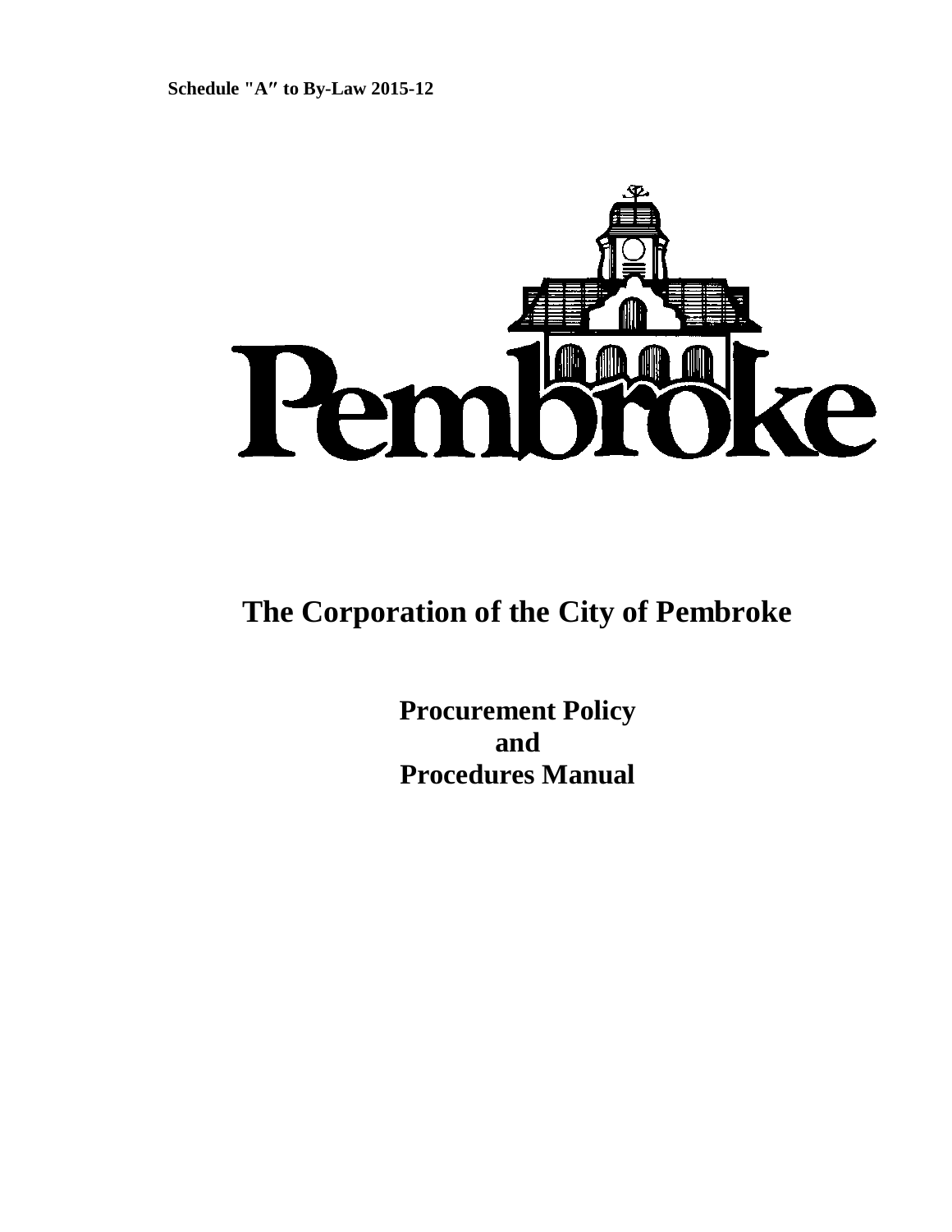Schedule "A" to By-Law 2015-12

Pembroke

# The Corporation of the City of Pembroke

## Procurement Policy and Procedures Manual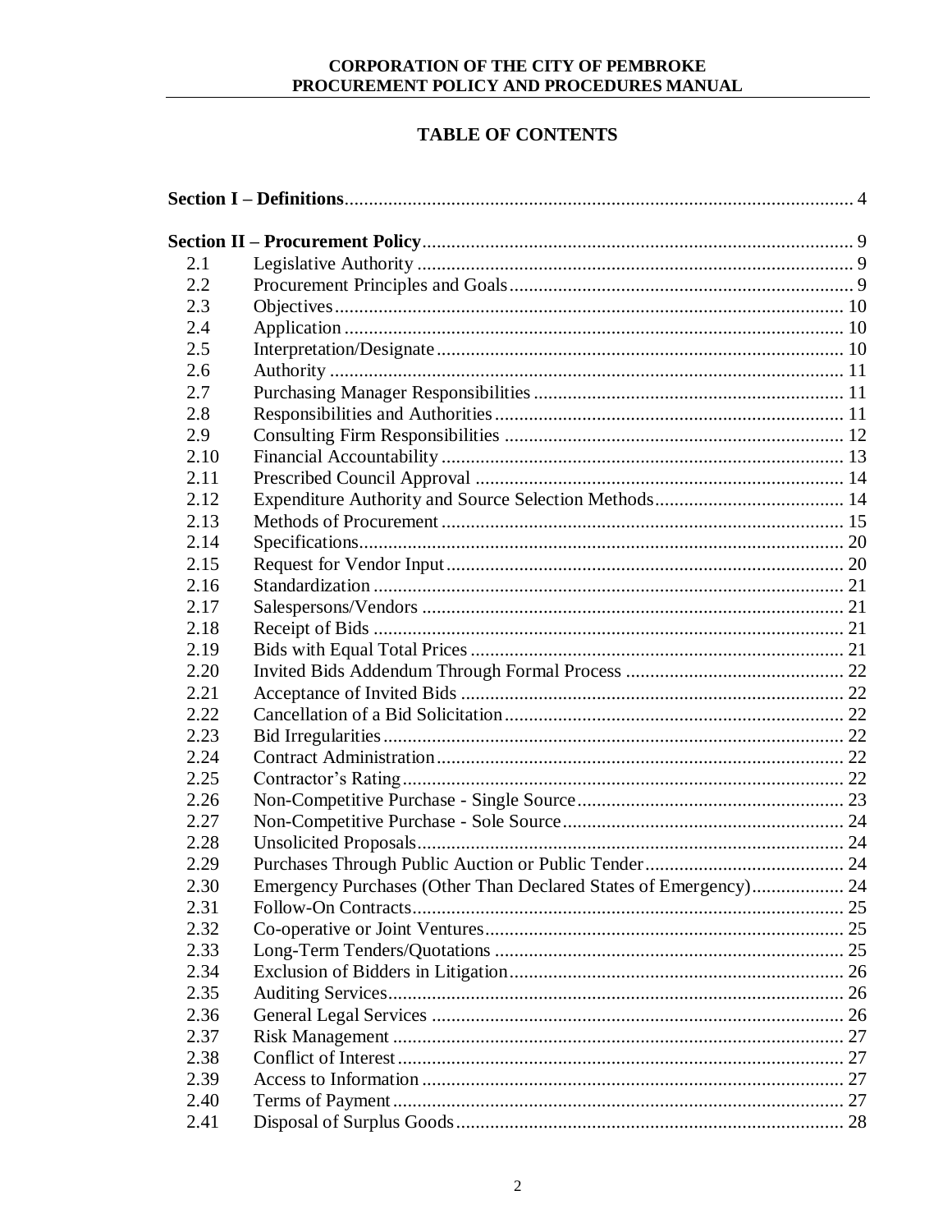# TABLE OF CONTENTS

| | | |
|---|---|---|
| **Section I – Definitions** | | 4 |
| **Section II – Procurement Policy** | | 9 |
| 2.1 | Legislative Authority | 9 |
| 2.2 | Procurement Principles and Goals | 9 |
| 2.3 | Objectives | 10 |
| 2.4 | Application | 10 |
| 2.5 | Interpretation/Designate | 10 |
| 2.6 | Authority | 11 |
| 2.7 | Purchasing Manager Responsibilities | 11 |
| 2.8 | Responsibilities and Authorities | 11 |
| 2.9 | Consulting Firm Responsibilities | 12 |
| 2.10 | Financial Accountability | 13 |
| 2.11 | Prescribed Council Approval | 14 |
| 2.12 | Expenditure Authority and Source Selection Methods | 14 |
| 2.13 | Methods of Procurement | 15 |
| 2.14 | Specifications | 20 |
| 2.15 | Request for Vendor Input | 20 |
| 2.16 | Standardization | 21 |
| 2.17 | Salespersons/Vendors | 21 |
| 2.18 | Receipt of Bids | 21 |
| 2.19 | Bids with Equal Total Prices | 21 |
| 2.20 | Invited Bids Addendum Through Formal Process | 22 |
| 2.21 | Acceptance of Invited Bids | 22 |
| 2.22 | Cancellation of a Bid Solicitation | 22 |
| 2.23 | Bid Irregularities | 22 |
| 2.24 | Contract Administration | 22 |
| 2.25 | Contractor's Rating | 22 |
| 2.26 | Non-Competitive Purchase - Single Source | 23 |
| 2.27 | Non-Competitive Purchase - Sole Source | 24 |
| 2.28 | Unsolicited Proposals | 24 |
| 2.29 | Purchases Through Public Auction or Public Tender | 24 |
| 2.30 | Emergency Purchases (Other Than Declared States of Emergency) | 24 |
| 2.31 | Follow-On Contracts | 25 |
| 2.32 | Co-operative or Joint Ventures | 25 |
| 2.33 | Long-Term Tenders/Quotations | 25 |
| 2.34 | Exclusion of Bidders in Litigation | 26 |
| 2.35 | Auditing Services | 26 |
| 2.36 | General Legal Services | 26 |
| 2.37 | Risk Management | 27 |
| 2.38 | Conflict of Interest | 27 |
| 2.39 | Access to Information | 27 |
| 2.40 | Terms of Payment | 27 |
| 2.41 | Disposal of Surplus Goods | 28 |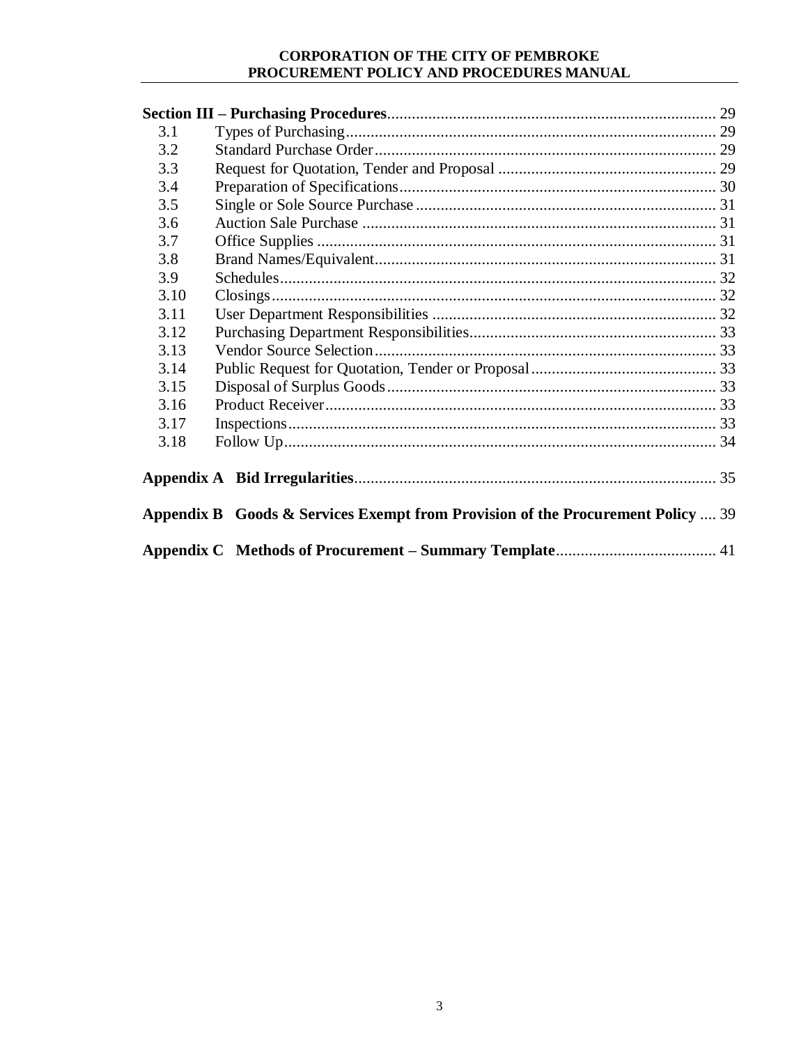**Section III – Purchasing Procedures** ... 29

| | | |
|---|---|---|
| 3.1 | Types of Purchasing | 29 |
| 3.2 | Standard Purchase Order | 29 |
| 3.3 | Request for Quotation, Tender and Proposal | 29 |
| 3.4 | Preparation of Specifications | 30 |
| 3.5 | Single or Sole Source Purchase | 31 |
| 3.6 | Auction Sale Purchase | 31 |
| 3.7 | Office Supplies | 31 |
| 3.8 | Brand Names/Equivalent | 31 |
| 3.9 | Schedules | 32 |
| 3.10 | Closings | 32 |
| 3.11 | User Department Responsibilities | 32 |
| 3.12 | Purchasing Department Responsibilities | 33 |
| 3.13 | Vendor Source Selection | 33 |
| 3.14 | Public Request for Quotation, Tender or Proposal | 33 |
| 3.15 | Disposal of Surplus Goods | 33 |
| 3.16 | Product Receiver | 33 |
| 3.17 | Inspections | 33 |
| 3.18 | Follow Up | 34 |

**Appendix A Bid Irregularities** ... 35

**Appendix B Goods & Services Exempt from Provision of the Procurement Policy** ... 39

**Appendix C Methods of Procurement – Summary Template** ... 41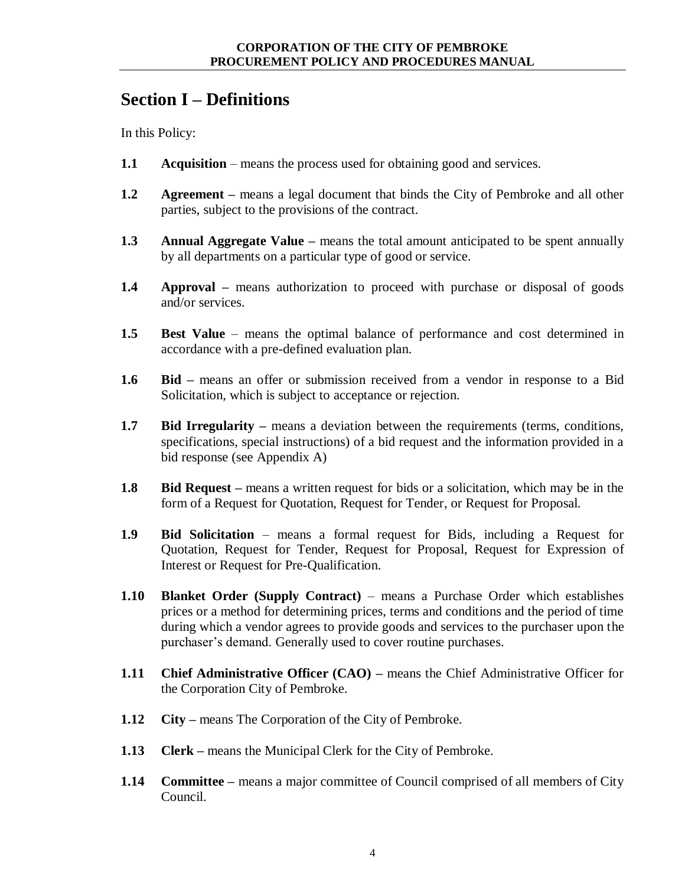## Section I – Definitions

In this Policy:

**1.1** **Acquisition** – means the process used for obtaining good and services.

**1.2** **Agreement –** means a legal document that binds the City of Pembroke and all other parties, subject to the provisions of the contract.

**1.3** **Annual Aggregate Value –** means the total amount anticipated to be spent annually by all departments on a particular type of good or service.

**1.4** **Approval –** means authorization to proceed with purchase or disposal of goods and/or services.

**1.5** **Best Value** – means the optimal balance of performance and cost determined in accordance with a pre-defined evaluation plan.

**1.6** **Bid –** means an offer or submission received from a vendor in response to a Bid Solicitation, which is subject to acceptance or rejection.

**1.7** **Bid Irregularity –** means a deviation between the requirements (terms, conditions, specifications, special instructions) of a bid request and the information provided in a bid response (see Appendix A)

**1.8** **Bid Request –** means a written request for bids or a solicitation, which may be in the form of a Request for Quotation, Request for Tender, or Request for Proposal.

**1.9** **Bid Solicitation** – means a formal request for Bids, including a Request for Quotation, Request for Tender, Request for Proposal, Request for Expression of Interest or Request for Pre-Qualification.

**1.10** **Blanket Order (Supply Contract)** – means a Purchase Order which establishes prices or a method for determining prices, terms and conditions and the period of time during which a vendor agrees to provide goods and services to the purchaser upon the purchaser's demand. Generally used to cover routine purchases.

**1.11** **Chief Administrative Officer (CAO) –** means the Chief Administrative Officer for the Corporation City of Pembroke.

**1.12** **City –** means The Corporation of the City of Pembroke.

**1.13** **Clerk –** means the Municipal Clerk for the City of Pembroke.

**1.14** **Committee –** means a major committee of Council comprised of all members of City Council.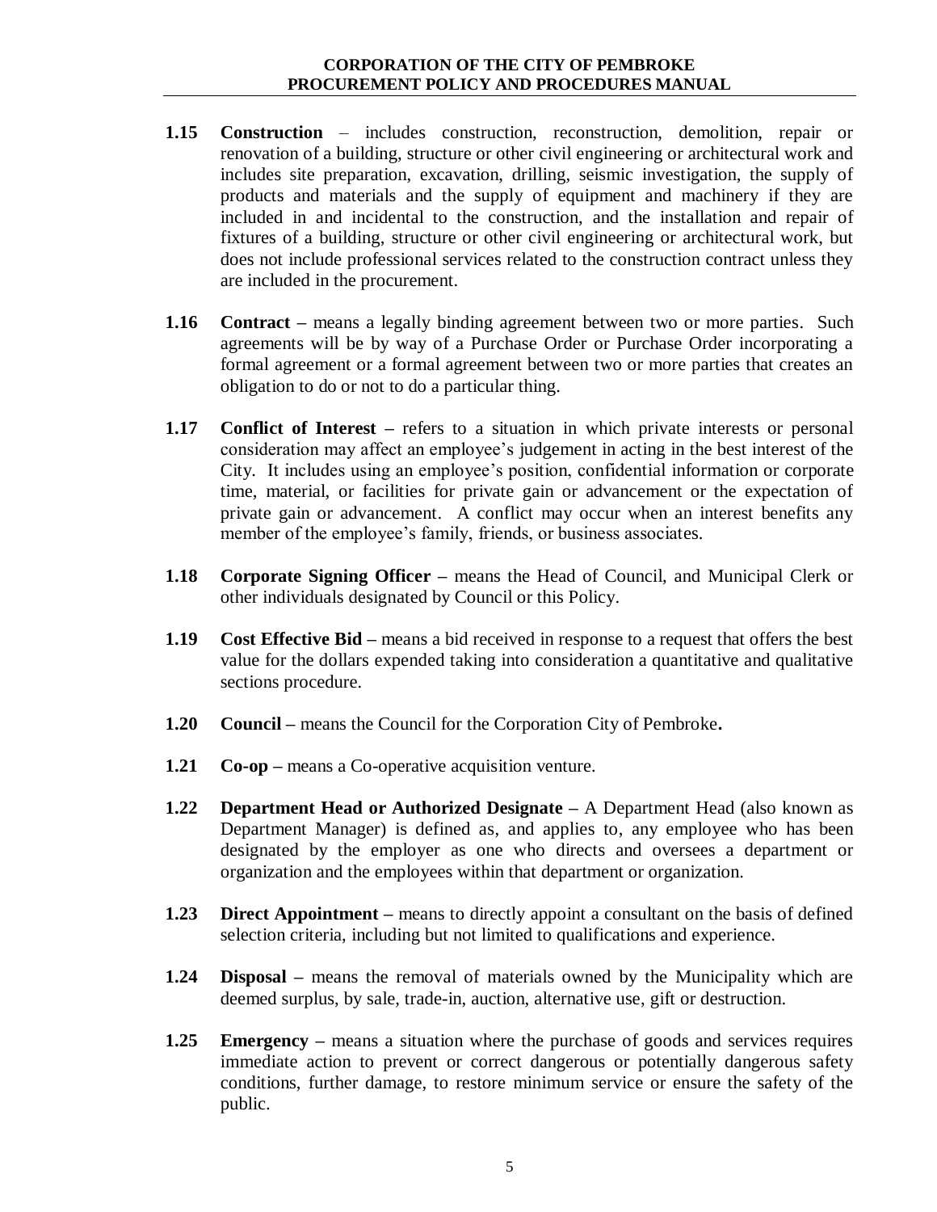**1.15 Construction** – includes construction, reconstruction, demolition, repair or renovation of a building, structure or other civil engineering or architectural work and includes site preparation, excavation, drilling, seismic investigation, the supply of products and materials and the supply of equipment and machinery if they are included in and incidental to the construction, and the installation and repair of fixtures of a building, structure or other civil engineering or architectural work, but does not include professional services related to the construction contract unless they are included in the procurement.

**1.16 Contract –** means a legally binding agreement between two or more parties. Such agreements will be by way of a Purchase Order or Purchase Order incorporating a formal agreement or a formal agreement between two or more parties that creates an obligation to do or not to do a particular thing.

**1.17 Conflict of Interest –** refers to a situation in which private interests or personal consideration may affect an employee's judgement in acting in the best interest of the City. It includes using an employee's position, confidential information or corporate time, material, or facilities for private gain or advancement or the expectation of private gain or advancement. A conflict may occur when an interest benefits any member of the employee's family, friends, or business associates.

**1.18 Corporate Signing Officer –** means the Head of Council, and Municipal Clerk or other individuals designated by Council or this Policy.

**1.19 Cost Effective Bid –** means a bid received in response to a request that offers the best value for the dollars expended taking into consideration a quantitative and qualitative sections procedure.

**1.20 Council –** means the Council for the Corporation City of Pembroke**.**

**1.21 Co-op –** means a Co-operative acquisition venture.

**1.22 Department Head or Authorized Designate –** A Department Head (also known as Department Manager) is defined as, and applies to, any employee who has been designated by the employer as one who directs and oversees a department or organization and the employees within that department or organization.

**1.23 Direct Appointment –** means to directly appoint a consultant on the basis of defined selection criteria, including but not limited to qualifications and experience.

**1.24 Disposal –** means the removal of materials owned by the Municipality which are deemed surplus, by sale, trade-in, auction, alternative use, gift or destruction.

**1.25 Emergency –** means a situation where the purchase of goods and services requires immediate action to prevent or correct dangerous or potentially dangerous safety conditions, further damage, to restore minimum service or ensure the safety of the public.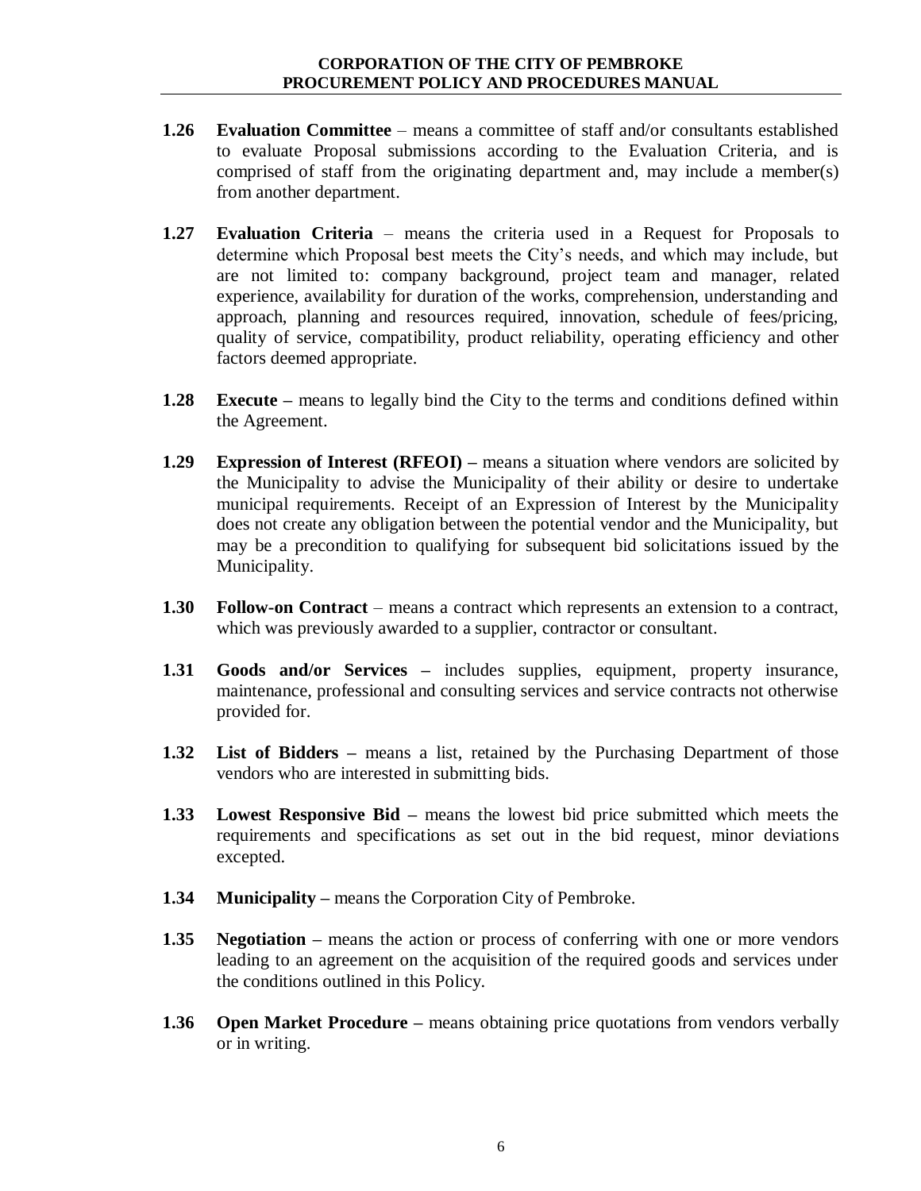**1.26 Evaluation Committee** – means a committee of staff and/or consultants established to evaluate Proposal submissions according to the Evaluation Criteria, and is comprised of staff from the originating department and, may include a member(s) from another department.

**1.27 Evaluation Criteria** – means the criteria used in a Request for Proposals to determine which Proposal best meets the City's needs, and which may include, but are not limited to: company background, project team and manager, related experience, availability for duration of the works, comprehension, understanding and approach, planning and resources required, innovation, schedule of fees/pricing, quality of service, compatibility, product reliability, operating efficiency and other factors deemed appropriate.

**1.28 Execute –** means to legally bind the City to the terms and conditions defined within the Agreement.

**1.29 Expression of Interest (RFEOI) –** means a situation where vendors are solicited by the Municipality to advise the Municipality of their ability or desire to undertake municipal requirements. Receipt of an Expression of Interest by the Municipality does not create any obligation between the potential vendor and the Municipality, but may be a precondition to qualifying for subsequent bid solicitations issued by the Municipality.

**1.30 Follow-on Contract** – means a contract which represents an extension to a contract, which was previously awarded to a supplier, contractor or consultant.

**1.31 Goods and/or Services –** includes supplies, equipment, property insurance, maintenance, professional and consulting services and service contracts not otherwise provided for.

**1.32 List of Bidders –** means a list, retained by the Purchasing Department of those vendors who are interested in submitting bids.

**1.33 Lowest Responsive Bid –** means the lowest bid price submitted which meets the requirements and specifications as set out in the bid request, minor deviations excepted.

**1.34 Municipality –** means the Corporation City of Pembroke.

**1.35 Negotiation –** means the action or process of conferring with one or more vendors leading to an agreement on the acquisition of the required goods and services under the conditions outlined in this Policy.

**1.36 Open Market Procedure –** means obtaining price quotations from vendors verbally or in writing.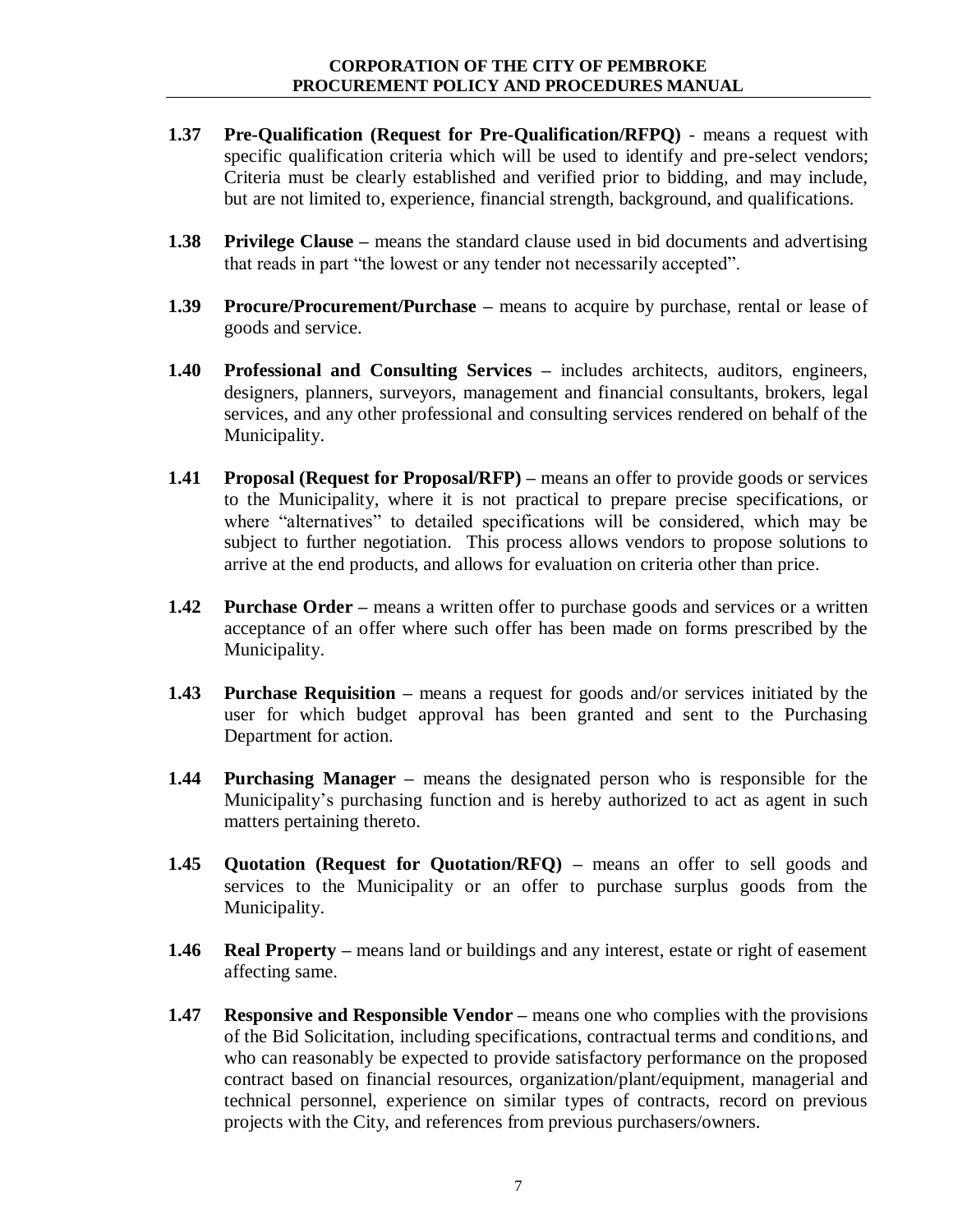**1.37 Pre-Qualification (Request for Pre-Qualification/RFPQ)** - means a request with specific qualification criteria which will be used to identify and pre-select vendors; Criteria must be clearly established and verified prior to bidding, and may include, but are not limited to, experience, financial strength, background, and qualifications.

**1.38 Privilege Clause –** means the standard clause used in bid documents and advertising that reads in part "the lowest or any tender not necessarily accepted".

**1.39 Procure/Procurement/Purchase –** means to acquire by purchase, rental or lease of goods and service.

**1.40 Professional and Consulting Services –** includes architects, auditors, engineers, designers, planners, surveyors, management and financial consultants, brokers, legal services, and any other professional and consulting services rendered on behalf of the Municipality.

**1.41 Proposal (Request for Proposal/RFP) –** means an offer to provide goods or services to the Municipality, where it is not practical to prepare precise specifications, or where "alternatives" to detailed specifications will be considered, which may be subject to further negotiation. This process allows vendors to propose solutions to arrive at the end products, and allows for evaluation on criteria other than price.

**1.42 Purchase Order –** means a written offer to purchase goods and services or a written acceptance of an offer where such offer has been made on forms prescribed by the Municipality.

**1.43 Purchase Requisition –** means a request for goods and/or services initiated by the user for which budget approval has been granted and sent to the Purchasing Department for action.

**1.44 Purchasing Manager –** means the designated person who is responsible for the Municipality's purchasing function and is hereby authorized to act as agent in such matters pertaining thereto.

**1.45 Quotation (Request for Quotation/RFQ) –** means an offer to sell goods and services to the Municipality or an offer to purchase surplus goods from the Municipality.

**1.46 Real Property –** means land or buildings and any interest, estate or right of easement affecting same.

**1.47 Responsive and Responsible Vendor –** means one who complies with the provisions of the Bid Solicitation, including specifications, contractual terms and conditions, and who can reasonably be expected to provide satisfactory performance on the proposed contract based on financial resources, organization/plant/equipment, managerial and technical personnel, experience on similar types of contracts, record on previous projects with the City, and references from previous purchasers/owners.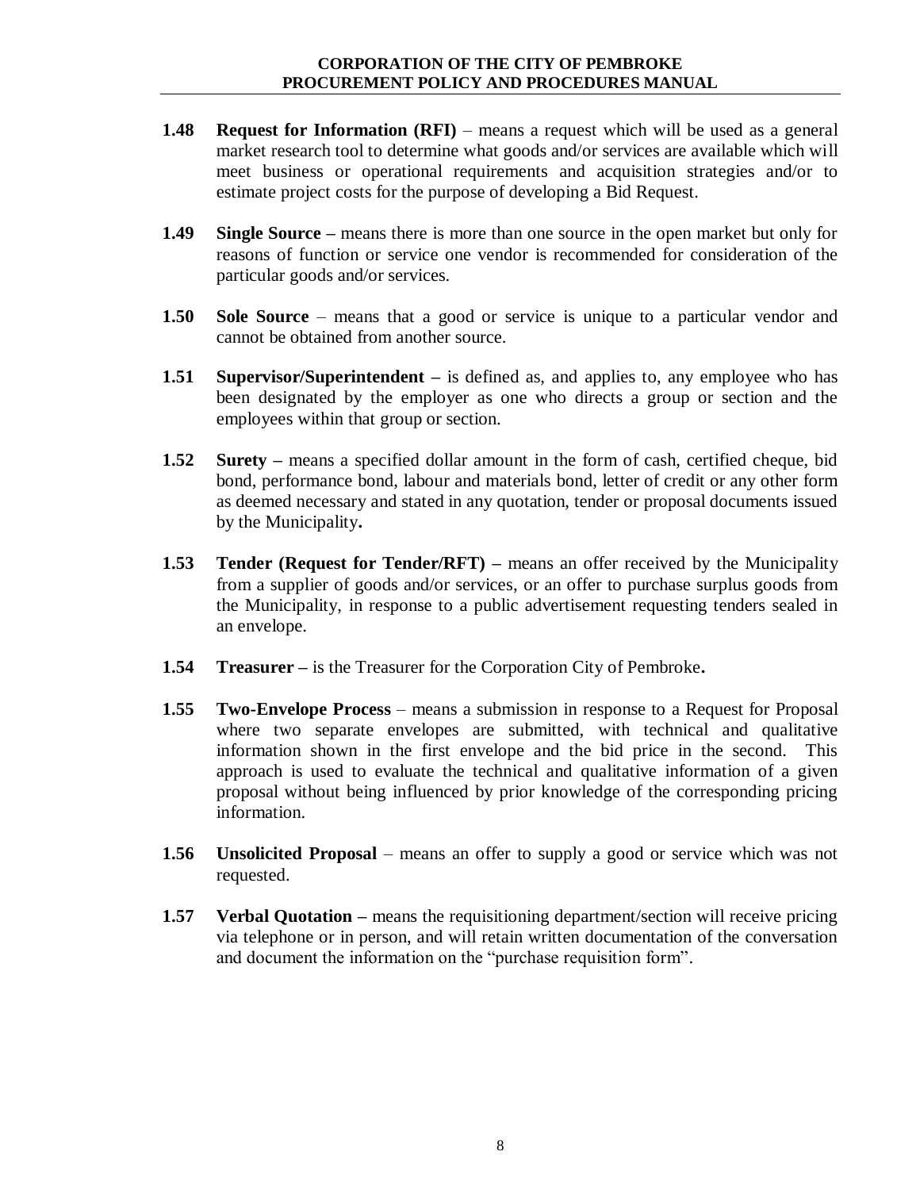**1.48 Request for Information (RFI)** – means a request which will be used as a general market research tool to determine what goods and/or services are available which will meet business or operational requirements and acquisition strategies and/or to estimate project costs for the purpose of developing a Bid Request.

**1.49 Single Source –** means there is more than one source in the open market but only for reasons of function or service one vendor is recommended for consideration of the particular goods and/or services.

**1.50 Sole Source** – means that a good or service is unique to a particular vendor and cannot be obtained from another source.

**1.51 Supervisor/Superintendent –** is defined as, and applies to, any employee who has been designated by the employer as one who directs a group or section and the employees within that group or section.

**1.52 Surety –** means a specified dollar amount in the form of cash, certified cheque, bid bond, performance bond, labour and materials bond, letter of credit or any other form as deemed necessary and stated in any quotation, tender or proposal documents issued by the Municipality**.**

**1.53 Tender (Request for Tender/RFT) –** means an offer received by the Municipality from a supplier of goods and/or services, or an offer to purchase surplus goods from the Municipality, in response to a public advertisement requesting tenders sealed in an envelope.

**1.54 Treasurer –** is the Treasurer for the Corporation City of Pembroke**.**

**1.55 Two-Envelope Process** – means a submission in response to a Request for Proposal where two separate envelopes are submitted, with technical and qualitative information shown in the first envelope and the bid price in the second. This approach is used to evaluate the technical and qualitative information of a given proposal without being influenced by prior knowledge of the corresponding pricing information.

**1.56 Unsolicited Proposal** – means an offer to supply a good or service which was not requested.

**1.57 Verbal Quotation –** means the requisitioning department/section will receive pricing via telephone or in person, and will retain written documentation of the conversation and document the information on the "purchase requisition form".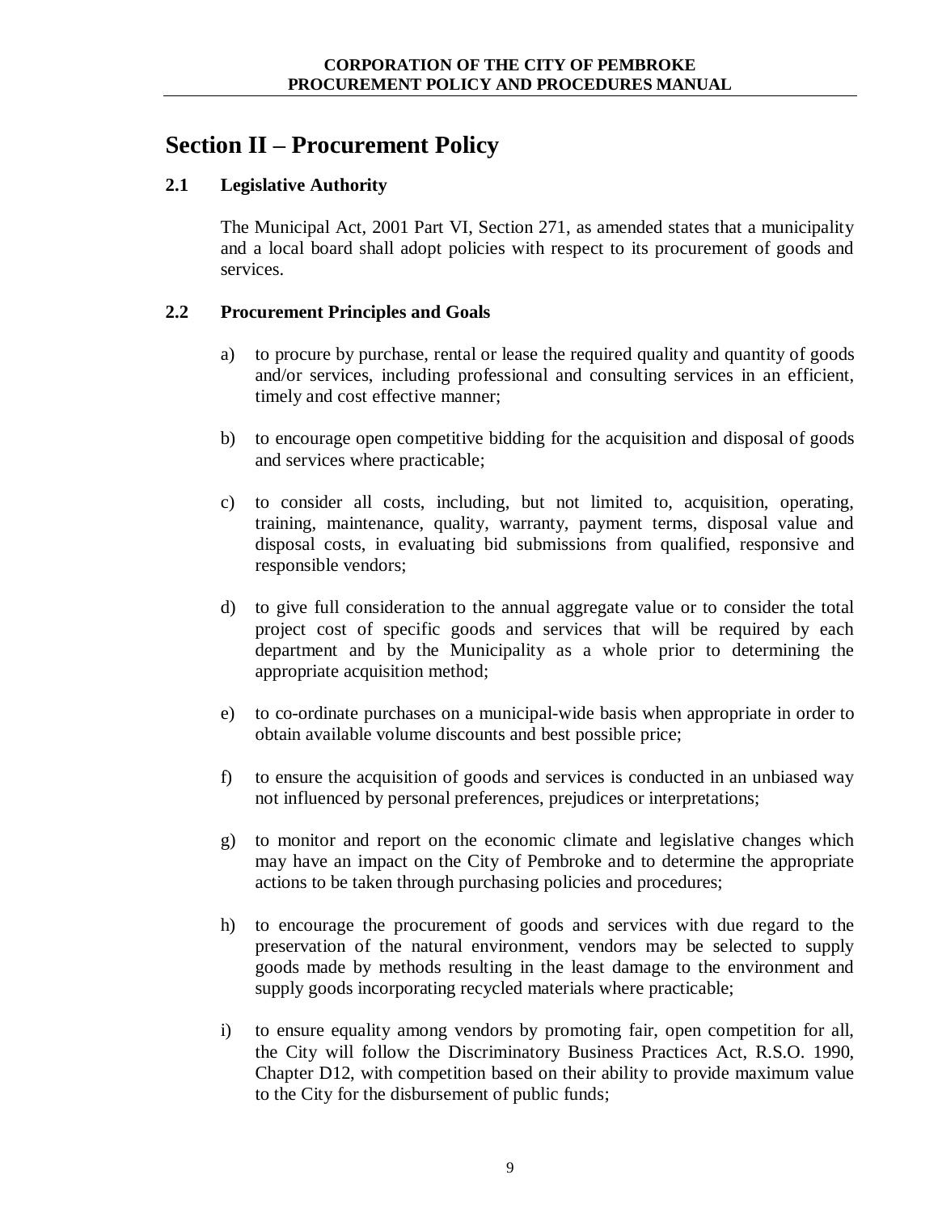# Section II – Procurement Policy

## 2.1 Legislative Authority

The Municipal Act, 2001 Part VI, Section 271, as amended states that a municipality and a local board shall adopt policies with respect to its procurement of goods and services.

## 2.2 Procurement Principles and Goals

a) to procure by purchase, rental or lease the required quality and quantity of goods and/or services, including professional and consulting services in an efficient, timely and cost effective manner;

b) to encourage open competitive bidding for the acquisition and disposal of goods and services where practicable;

c) to consider all costs, including, but not limited to, acquisition, operating, training, maintenance, quality, warranty, payment terms, disposal value and disposal costs, in evaluating bid submissions from qualified, responsive and responsible vendors;

d) to give full consideration to the annual aggregate value or to consider the total project cost of specific goods and services that will be required by each department and by the Municipality as a whole prior to determining the appropriate acquisition method;

e) to co-ordinate purchases on a municipal-wide basis when appropriate in order to obtain available volume discounts and best possible price;

f) to ensure the acquisition of goods and services is conducted in an unbiased way not influenced by personal preferences, prejudices or interpretations;

g) to monitor and report on the economic climate and legislative changes which may have an impact on the City of Pembroke and to determine the appropriate actions to be taken through purchasing policies and procedures;

h) to encourage the procurement of goods and services with due regard to the preservation of the natural environment, vendors may be selected to supply goods made by methods resulting in the least damage to the environment and supply goods incorporating recycled materials where practicable;

i) to ensure equality among vendors by promoting fair, open competition for all, the City will follow the Discriminatory Business Practices Act, R.S.O. 1990, Chapter D12, with competition based on their ability to provide maximum value to the City for the disbursement of public funds;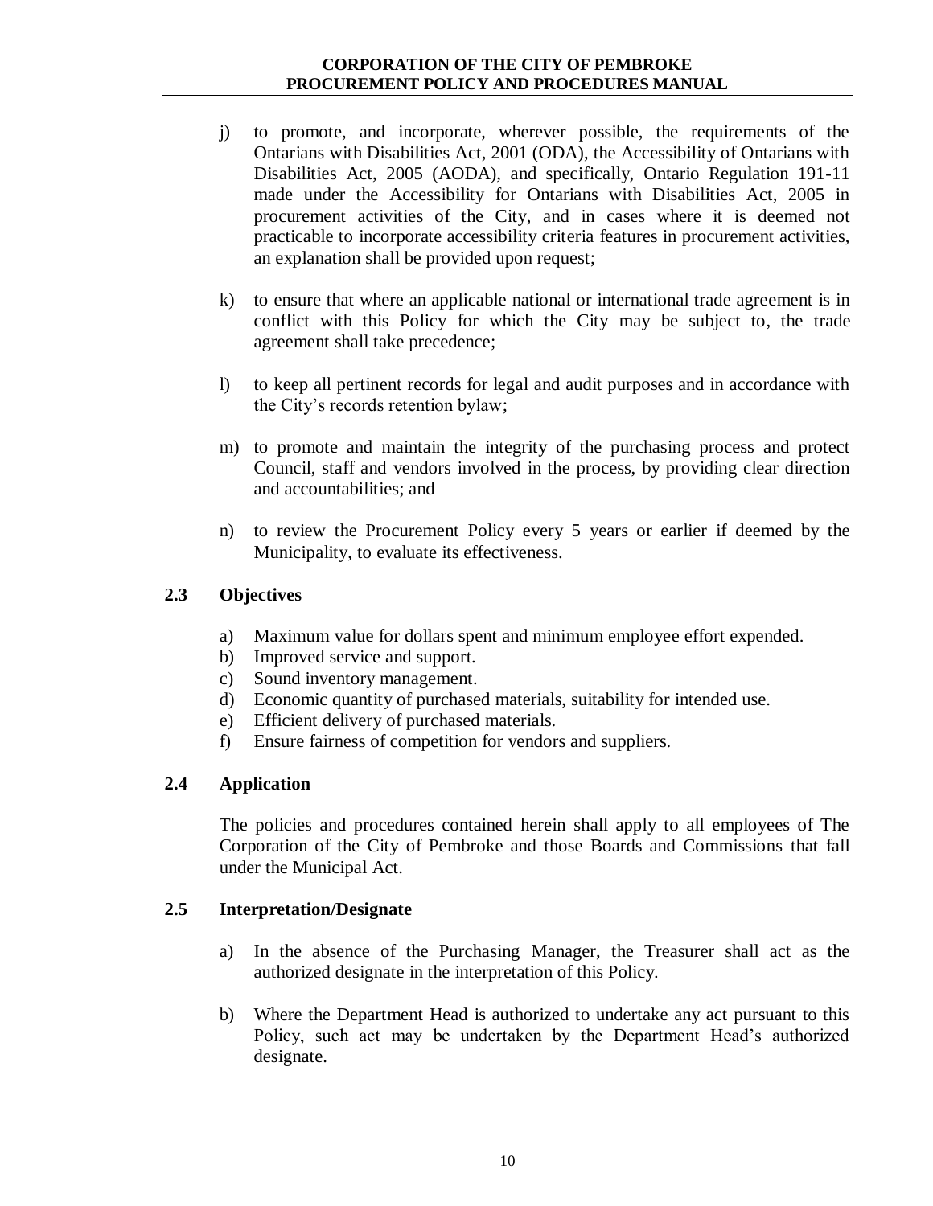j) to promote, and incorporate, wherever possible, the requirements of the Ontarians with Disabilities Act, 2001 (ODA), the Accessibility of Ontarians with Disabilities Act, 2005 (AODA), and specifically, Ontario Regulation 191-11 made under the Accessibility for Ontarians with Disabilities Act, 2005 in procurement activities of the City, and in cases where it is deemed not practicable to incorporate accessibility criteria features in procurement activities, an explanation shall be provided upon request;

k) to ensure that where an applicable national or international trade agreement is in conflict with this Policy for which the City may be subject to, the trade agreement shall take precedence;

l) to keep all pertinent records for legal and audit purposes and in accordance with the City's records retention bylaw;

m) to promote and maintain the integrity of the purchasing process and protect Council, staff and vendors involved in the process, by providing clear direction and accountabilities; and

n) to review the Procurement Policy every 5 years or earlier if deemed by the Municipality, to evaluate its effectiveness.

### 2.3 Objectives

a) Maximum value for dollars spent and minimum employee effort expended.
b) Improved service and support.
c) Sound inventory management.
d) Economic quantity of purchased materials, suitability for intended use.
e) Efficient delivery of purchased materials.
f) Ensure fairness of competition for vendors and suppliers.

### 2.4 Application

The policies and procedures contained herein shall apply to all employees of The Corporation of the City of Pembroke and those Boards and Commissions that fall under the Municipal Act.

### 2.5 Interpretation/Designate

a) In the absence of the Purchasing Manager, the Treasurer shall act as the authorized designate in the interpretation of this Policy.

b) Where the Department Head is authorized to undertake any act pursuant to this Policy, such act may be undertaken by the Department Head's authorized designate.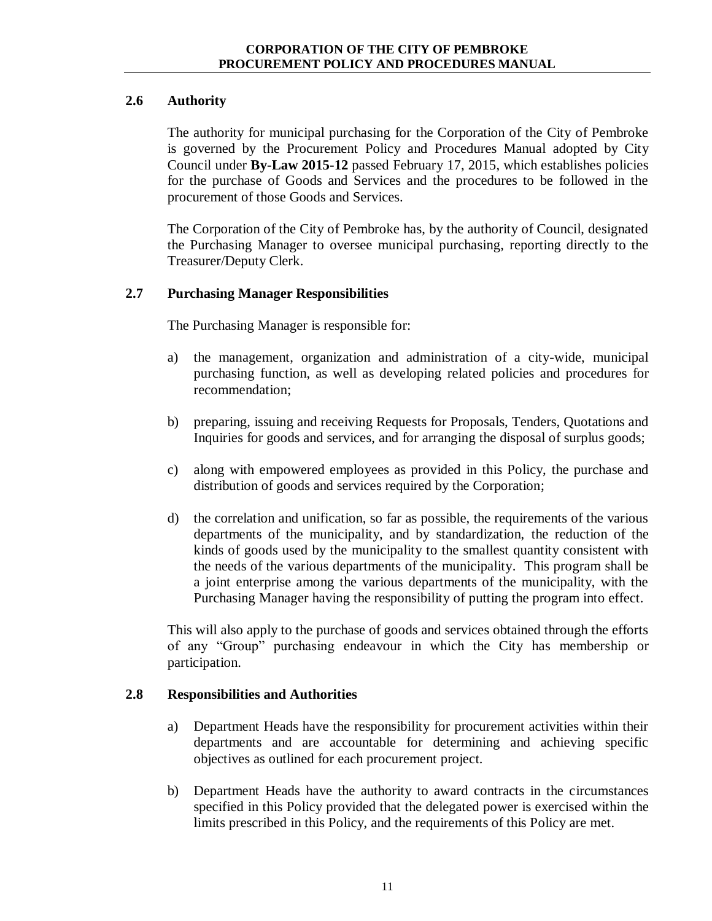## 2.6 Authority

The authority for municipal purchasing for the Corporation of the City of Pembroke is governed by the Procurement Policy and Procedures Manual adopted by City Council under **By-Law 2015-12** passed February 17, 2015, which establishes policies for the purchase of Goods and Services and the procedures to be followed in the procurement of those Goods and Services.

The Corporation of the City of Pembroke has, by the authority of Council, designated the Purchasing Manager to oversee municipal purchasing, reporting directly to the Treasurer/Deputy Clerk.

## 2.7 Purchasing Manager Responsibilities

The Purchasing Manager is responsible for:

a) the management, organization and administration of a city-wide, municipal purchasing function, as well as developing related policies and procedures for recommendation;

b) preparing, issuing and receiving Requests for Proposals, Tenders, Quotations and Inquiries for goods and services, and for arranging the disposal of surplus goods;

c) along with empowered employees as provided in this Policy, the purchase and distribution of goods and services required by the Corporation;

d) the correlation and unification, so far as possible, the requirements of the various departments of the municipality, and by standardization, the reduction of the kinds of goods used by the municipality to the smallest quantity consistent with the needs of the various departments of the municipality. This program shall be a joint enterprise among the various departments of the municipality, with the Purchasing Manager having the responsibility of putting the program into effect.

This will also apply to the purchase of goods and services obtained through the efforts of any "Group" purchasing endeavour in which the City has membership or participation.

## 2.8 Responsibilities and Authorities

a) Department Heads have the responsibility for procurement activities within their departments and are accountable for determining and achieving specific objectives as outlined for each procurement project.

b) Department Heads have the authority to award contracts in the circumstances specified in this Policy provided that the delegated power is exercised within the limits prescribed in this Policy, and the requirements of this Policy are met.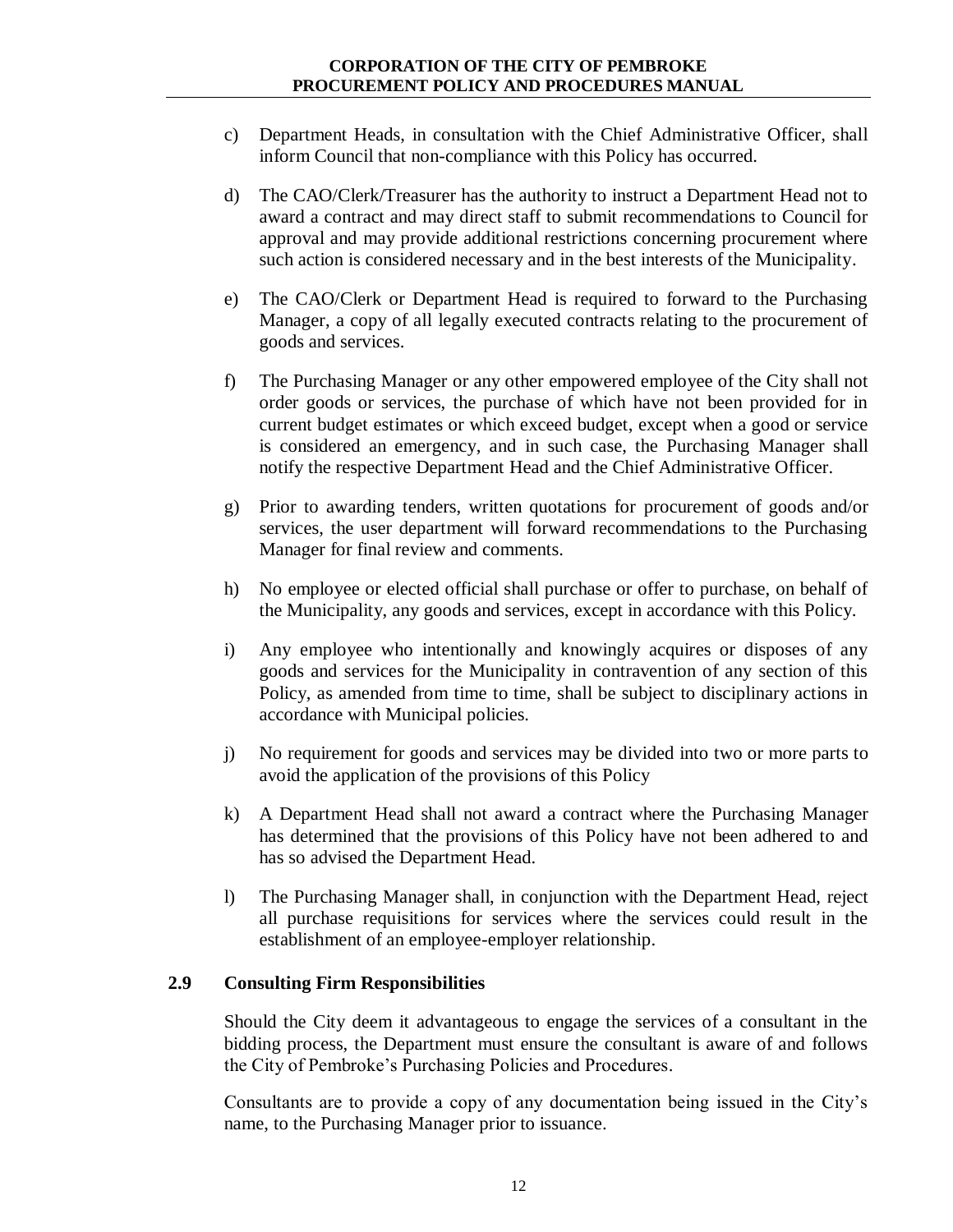c) Department Heads, in consultation with the Chief Administrative Officer, shall inform Council that non-compliance with this Policy has occurred.

d) The CAO/Clerk/Treasurer has the authority to instruct a Department Head not to award a contract and may direct staff to submit recommendations to Council for approval and may provide additional restrictions concerning procurement where such action is considered necessary and in the best interests of the Municipality.

e) The CAO/Clerk or Department Head is required to forward to the Purchasing Manager, a copy of all legally executed contracts relating to the procurement of goods and services.

f) The Purchasing Manager or any other empowered employee of the City shall not order goods or services, the purchase of which have not been provided for in current budget estimates or which exceed budget, except when a good or service is considered an emergency, and in such case, the Purchasing Manager shall notify the respective Department Head and the Chief Administrative Officer.

g) Prior to awarding tenders, written quotations for procurement of goods and/or services, the user department will forward recommendations to the Purchasing Manager for final review and comments.

h) No employee or elected official shall purchase or offer to purchase, on behalf of the Municipality, any goods and services, except in accordance with this Policy.

i) Any employee who intentionally and knowingly acquires or disposes of any goods and services for the Municipality in contravention of any section of this Policy, as amended from time to time, shall be subject to disciplinary actions in accordance with Municipal policies.

j) No requirement for goods and services may be divided into two or more parts to avoid the application of the provisions of this Policy

k) A Department Head shall not award a contract where the Purchasing Manager has determined that the provisions of this Policy have not been adhered to and has so advised the Department Head.

l) The Purchasing Manager shall, in conjunction with the Department Head, reject all purchase requisitions for services where the services could result in the establishment of an employee-employer relationship.

### 2.9 Consulting Firm Responsibilities

Should the City deem it advantageous to engage the services of a consultant in the bidding process, the Department must ensure the consultant is aware of and follows the City of Pembroke's Purchasing Policies and Procedures.

Consultants are to provide a copy of any documentation being issued in the City's name, to the Purchasing Manager prior to issuance.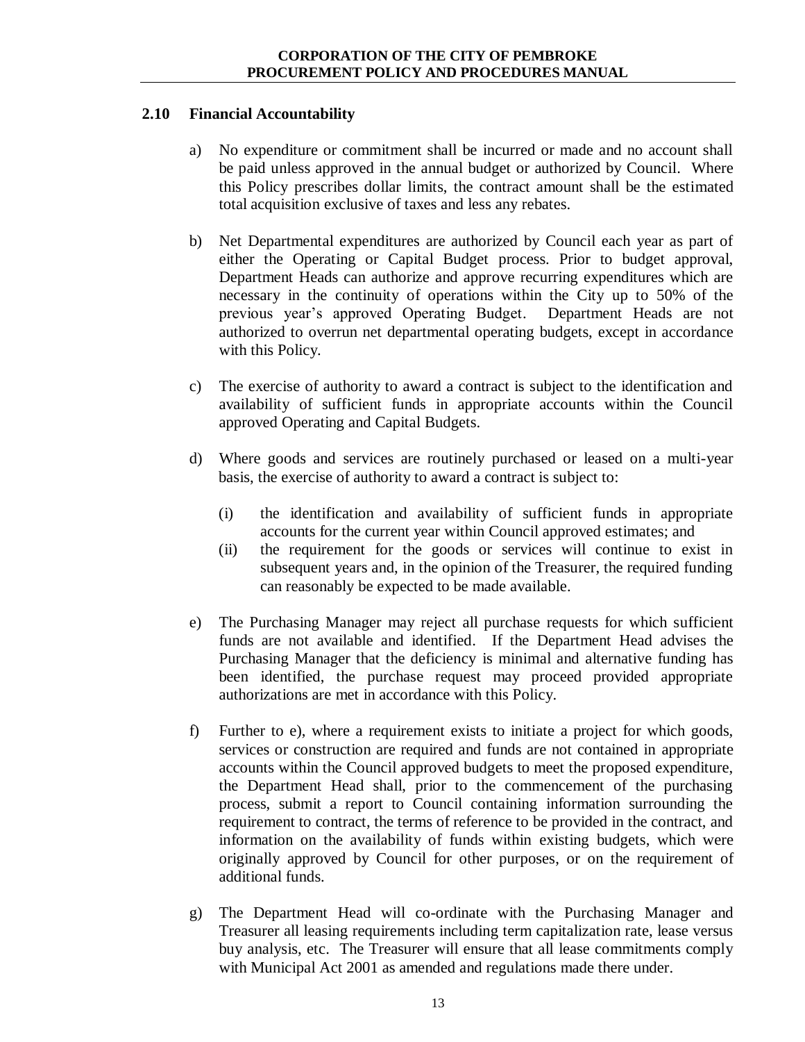## 2.10 Financial Accountability

a) No expenditure or commitment shall be incurred or made and no account shall be paid unless approved in the annual budget or authorized by Council. Where this Policy prescribes dollar limits, the contract amount shall be the estimated total acquisition exclusive of taxes and less any rebates.

b) Net Departmental expenditures are authorized by Council each year as part of either the Operating or Capital Budget process. Prior to budget approval, Department Heads can authorize and approve recurring expenditures which are necessary in the continuity of operations within the City up to 50% of the previous year's approved Operating Budget. Department Heads are not authorized to overrun net departmental operating budgets, except in accordance with this Policy.

c) The exercise of authority to award a contract is subject to the identification and availability of sufficient funds in appropriate accounts within the Council approved Operating and Capital Budgets.

d) Where goods and services are routinely purchased or leased on a multi-year basis, the exercise of authority to award a contract is subject to:

   (i) the identification and availability of sufficient funds in appropriate accounts for the current year within Council approved estimates; and
   
   (ii) the requirement for the goods or services will continue to exist in subsequent years and, in the opinion of the Treasurer, the required funding can reasonably be expected to be made available.

e) The Purchasing Manager may reject all purchase requests for which sufficient funds are not available and identified. If the Department Head advises the Purchasing Manager that the deficiency is minimal and alternative funding has been identified, the purchase request may proceed provided appropriate authorizations are met in accordance with this Policy.

f) Further to e), where a requirement exists to initiate a project for which goods, services or construction are required and funds are not contained in appropriate accounts within the Council approved budgets to meet the proposed expenditure, the Department Head shall, prior to the commencement of the purchasing process, submit a report to Council containing information surrounding the requirement to contract, the terms of reference to be provided in the contract, and information on the availability of funds within existing budgets, which were originally approved by Council for other purposes, or on the requirement of additional funds.

g) The Department Head will co-ordinate with the Purchasing Manager and Treasurer all leasing requirements including term capitalization rate, lease versus buy analysis, etc. The Treasurer will ensure that all lease commitments comply with Municipal Act 2001 as amended and regulations made there under.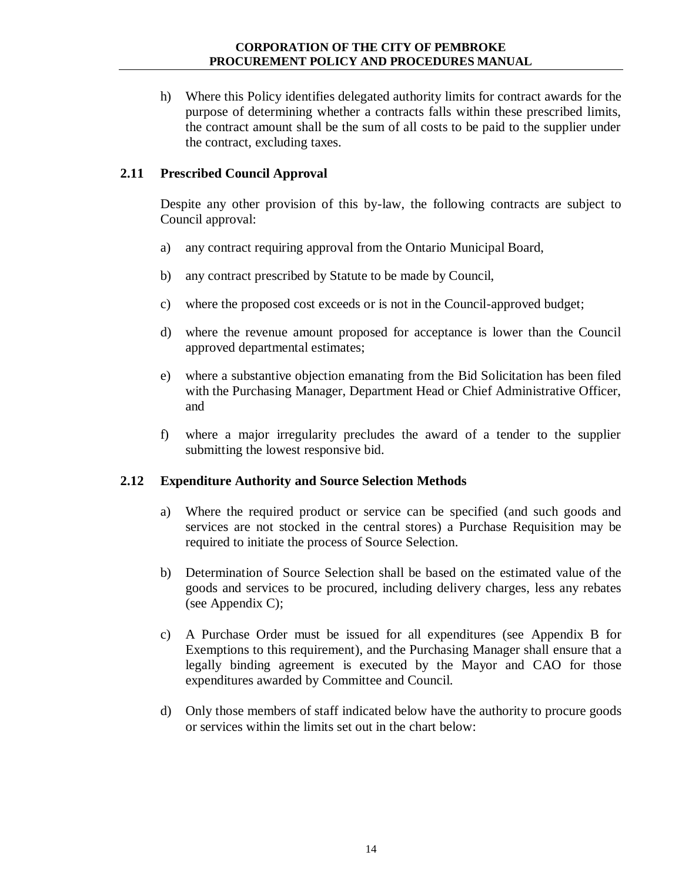h) Where this Policy identifies delegated authority limits for contract awards for the purpose of determining whether a contracts falls within these prescribed limits, the contract amount shall be the sum of all costs to be paid to the supplier under the contract, excluding taxes.

## 2.11 Prescribed Council Approval

Despite any other provision of this by-law, the following contracts are subject to Council approval:

a) any contract requiring approval from the Ontario Municipal Board,

b) any contract prescribed by Statute to be made by Council,

c) where the proposed cost exceeds or is not in the Council-approved budget;

d) where the revenue amount proposed for acceptance is lower than the Council approved departmental estimates;

e) where a substantive objection emanating from the Bid Solicitation has been filed with the Purchasing Manager, Department Head or Chief Administrative Officer, and

f) where a major irregularity precludes the award of a tender to the supplier submitting the lowest responsive bid.

## 2.12 Expenditure Authority and Source Selection Methods

a) Where the required product or service can be specified (and such goods and services are not stocked in the central stores) a Purchase Requisition may be required to initiate the process of Source Selection.

b) Determination of Source Selection shall be based on the estimated value of the goods and services to be procured, including delivery charges, less any rebates (see Appendix C);

c) A Purchase Order must be issued for all expenditures (see Appendix B for Exemptions to this requirement), and the Purchasing Manager shall ensure that a legally binding agreement is executed by the Mayor and CAO for those expenditures awarded by Committee and Council.

d) Only those members of staff indicated below have the authority to procure goods or services within the limits set out in the chart below: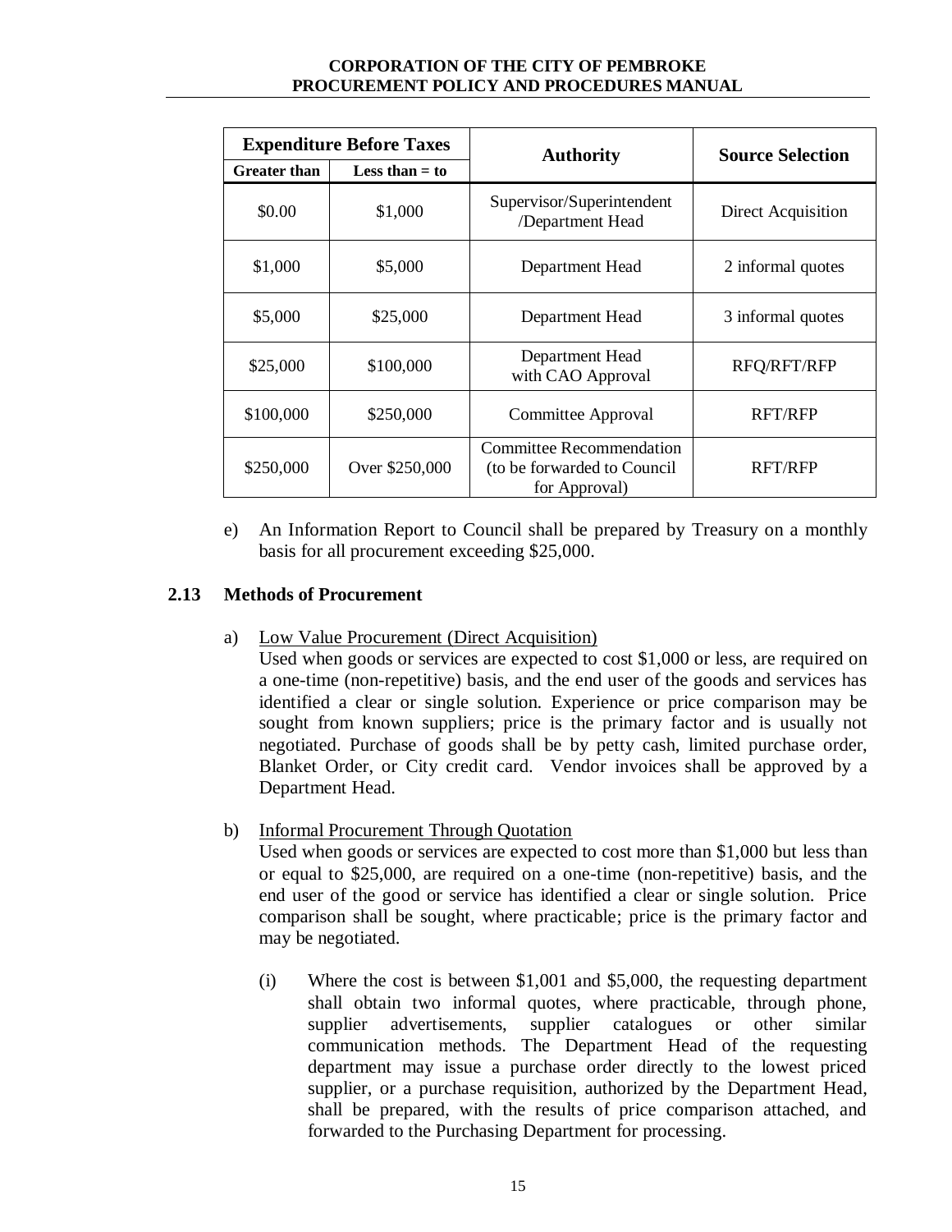| Expenditure Before Taxes | | Authority | Source Selection |
|---|---|---|---|
| Greater than | Less than = to | | |
| $0.00 | $1,000 | Supervisor/Superintendent /Department Head | Direct Acquisition |
| $1,000 | $5,000 | Department Head | 2 informal quotes |
| $5,000 | $25,000 | Department Head | 3 informal quotes |
| $25,000 | $100,000 | Department Head with CAO Approval | RFQ/RFT/RFP |
| $100,000 | $250,000 | Committee Approval | RFT/RFP |
| $250,000 | Over $250,000 | Committee Recommendation (to be forwarded to Council for Approval) | RFT/RFP |

e) An Information Report to Council shall be prepared by Treasury on a monthly basis for all procurement exceeding $25,000.

## 2.13 Methods of Procurement

a) Low Value Procurement (Direct Acquisition)
Used when goods or services are expected to cost $1,000 or less, are required on a one-time (non-repetitive) basis, and the end user of the goods and services has identified a clear or single solution. Experience or price comparison may be sought from known suppliers; price is the primary factor and is usually not negotiated. Purchase of goods shall be by petty cash, limited purchase order, Blanket Order, or City credit card. Vendor invoices shall be approved by a Department Head.

b) Informal Procurement Through Quotation
Used when goods or services are expected to cost more than $1,000 but less than or equal to $25,000, are required on a one-time (non-repetitive) basis, and the end user of the good or service has identified a clear or single solution. Price comparison shall be sought, where practicable; price is the primary factor and may be negotiated.

(i) Where the cost is between $1,001 and $5,000, the requesting department shall obtain two informal quotes, where practicable, through phone, supplier advertisements, supplier catalogues or other similar communication methods. The Department Head of the requesting department may issue a purchase order directly to the lowest priced supplier, or a purchase requisition, authorized by the Department Head, shall be prepared, with the results of price comparison attached, and forwarded to the Purchasing Department for processing.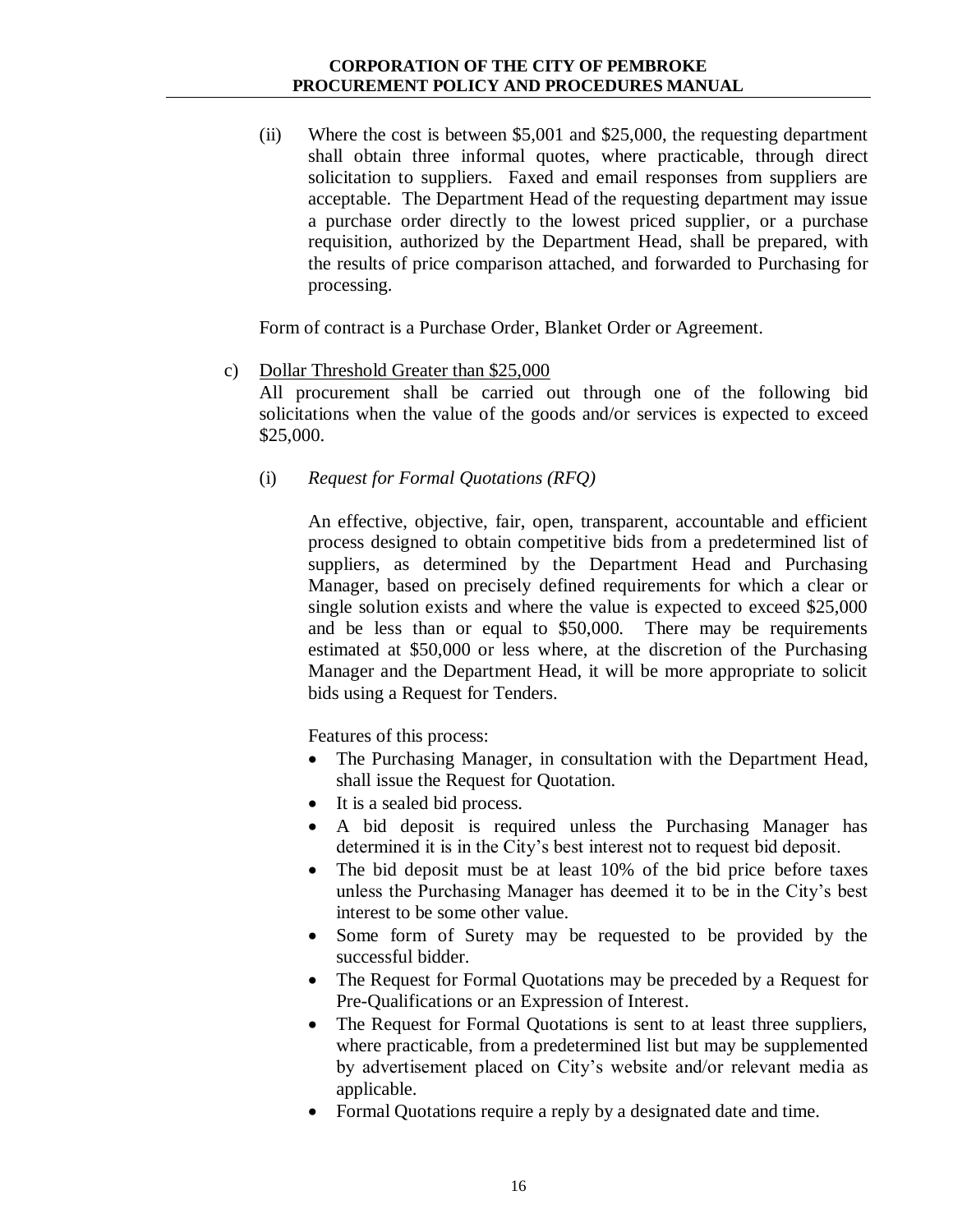(ii) Where the cost is between $5,001 and $25,000, the requesting department shall obtain three informal quotes, where practicable, through direct solicitation to suppliers. Faxed and email responses from suppliers are acceptable. The Department Head of the requesting department may issue a purchase order directly to the lowest priced supplier, or a purchase requisition, authorized by the Department Head, shall be prepared, with the results of price comparison attached, and forwarded to Purchasing for processing.

Form of contract is a Purchase Order, Blanket Order or Agreement.

c) <u>Dollar Threshold Greater than $25,000</u>
All procurement shall be carried out through one of the following bid solicitations when the value of the goods and/or services is expected to exceed $25,000.

(i) *Request for Formal Quotations (RFQ)*

An effective, objective, fair, open, transparent, accountable and efficient process designed to obtain competitive bids from a predetermined list of suppliers, as determined by the Department Head and Purchasing Manager, based on precisely defined requirements for which a clear or single solution exists and where the value is expected to exceed $25,000 and be less than or equal to $50,000. There may be requirements estimated at $50,000 or less where, at the discretion of the Purchasing Manager and the Department Head, it will be more appropriate to solicit bids using a Request for Tenders.

Features of this process:

- The Purchasing Manager, in consultation with the Department Head, shall issue the Request for Quotation.
- It is a sealed bid process.
- A bid deposit is required unless the Purchasing Manager has determined it is in the City's best interest not to request bid deposit.
- The bid deposit must be at least 10% of the bid price before taxes unless the Purchasing Manager has deemed it to be in the City's best interest to be some other value.
- Some form of Surety may be requested to be provided by the successful bidder.
- The Request for Formal Quotations may be preceded by a Request for Pre-Qualifications or an Expression of Interest.
- The Request for Formal Quotations is sent to at least three suppliers, where practicable, from a predetermined list but may be supplemented by advertisement placed on City's website and/or relevant media as applicable.
- Formal Quotations require a reply by a designated date and time.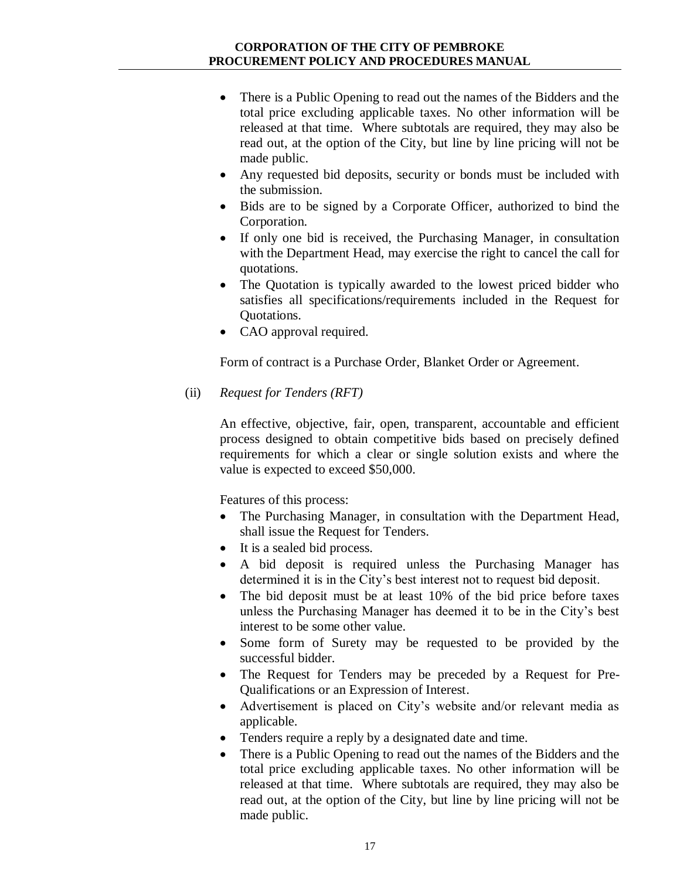- There is a Public Opening to read out the names of the Bidders and the total price excluding applicable taxes. No other information will be released at that time. Where subtotals are required, they may also be read out, at the option of the City, but line by line pricing will not be made public.
- Any requested bid deposits, security or bonds must be included with the submission.
- Bids are to be signed by a Corporate Officer, authorized to bind the Corporation.
- If only one bid is received, the Purchasing Manager, in consultation with the Department Head, may exercise the right to cancel the call for quotations.
- The Quotation is typically awarded to the lowest priced bidder who satisfies all specifications/requirements included in the Request for Quotations.
- CAO approval required.

Form of contract is a Purchase Order, Blanket Order or Agreement.

(ii) *Request for Tenders (RFT)*

An effective, objective, fair, open, transparent, accountable and efficient process designed to obtain competitive bids based on precisely defined requirements for which a clear or single solution exists and where the value is expected to exceed $50,000.

Features of this process:

- The Purchasing Manager, in consultation with the Department Head, shall issue the Request for Tenders.
- It is a sealed bid process.
- A bid deposit is required unless the Purchasing Manager has determined it is in the City's best interest not to request bid deposit.
- The bid deposit must be at least 10% of the bid price before taxes unless the Purchasing Manager has deemed it to be in the City's best interest to be some other value.
- Some form of Surety may be requested to be provided by the successful bidder.
- The Request for Tenders may be preceded by a Request for Pre-Qualifications or an Expression of Interest.
- Advertisement is placed on City's website and/or relevant media as applicable.
- Tenders require a reply by a designated date and time.
- There is a Public Opening to read out the names of the Bidders and the total price excluding applicable taxes. No other information will be released at that time. Where subtotals are required, they may also be read out, at the option of the City, but line by line pricing will not be made public.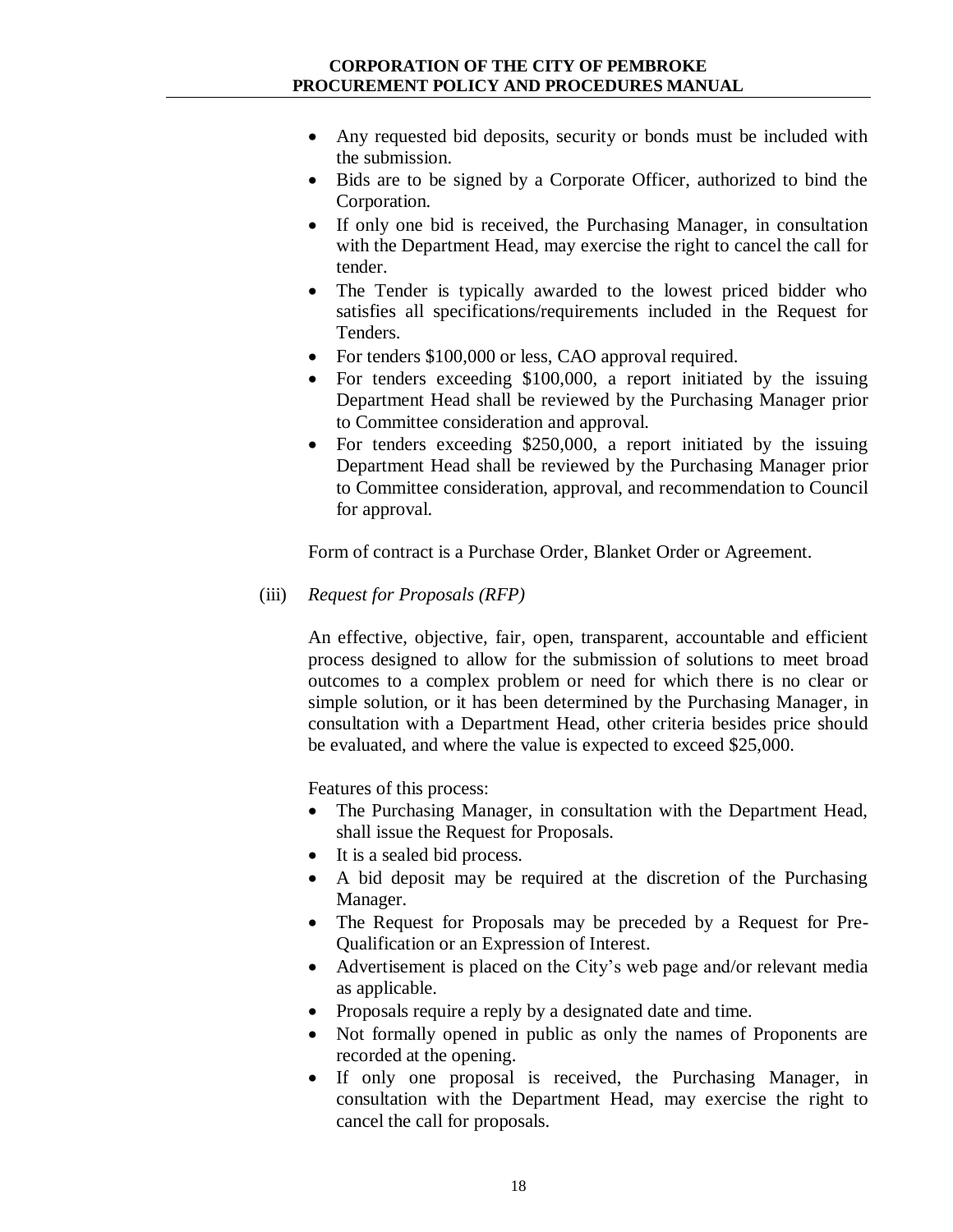- Any requested bid deposits, security or bonds must be included with the submission.
- Bids are to be signed by a Corporate Officer, authorized to bind the Corporation.
- If only one bid is received, the Purchasing Manager, in consultation with the Department Head, may exercise the right to cancel the call for tender.
- The Tender is typically awarded to the lowest priced bidder who satisfies all specifications/requirements included in the Request for Tenders.
- For tenders $100,000 or less, CAO approval required.
- For tenders exceeding $100,000, a report initiated by the issuing Department Head shall be reviewed by the Purchasing Manager prior to Committee consideration and approval.
- For tenders exceeding $250,000, a report initiated by the issuing Department Head shall be reviewed by the Purchasing Manager prior to Committee consideration, approval, and recommendation to Council for approval.

Form of contract is a Purchase Order, Blanket Order or Agreement.

(iii) *Request for Proposals (RFP)*

An effective, objective, fair, open, transparent, accountable and efficient process designed to allow for the submission of solutions to meet broad outcomes to a complex problem or need for which there is no clear or simple solution, or it has been determined by the Purchasing Manager, in consultation with a Department Head, other criteria besides price should be evaluated, and where the value is expected to exceed $25,000.

Features of this process:

- The Purchasing Manager, in consultation with the Department Head, shall issue the Request for Proposals.
- It is a sealed bid process.
- A bid deposit may be required at the discretion of the Purchasing Manager.
- The Request for Proposals may be preceded by a Request for Pre-Qualification or an Expression of Interest.
- Advertisement is placed on the City's web page and/or relevant media as applicable.
- Proposals require a reply by a designated date and time.
- Not formally opened in public as only the names of Proponents are recorded at the opening.
- If only one proposal is received, the Purchasing Manager, in consultation with the Department Head, may exercise the right to cancel the call for proposals.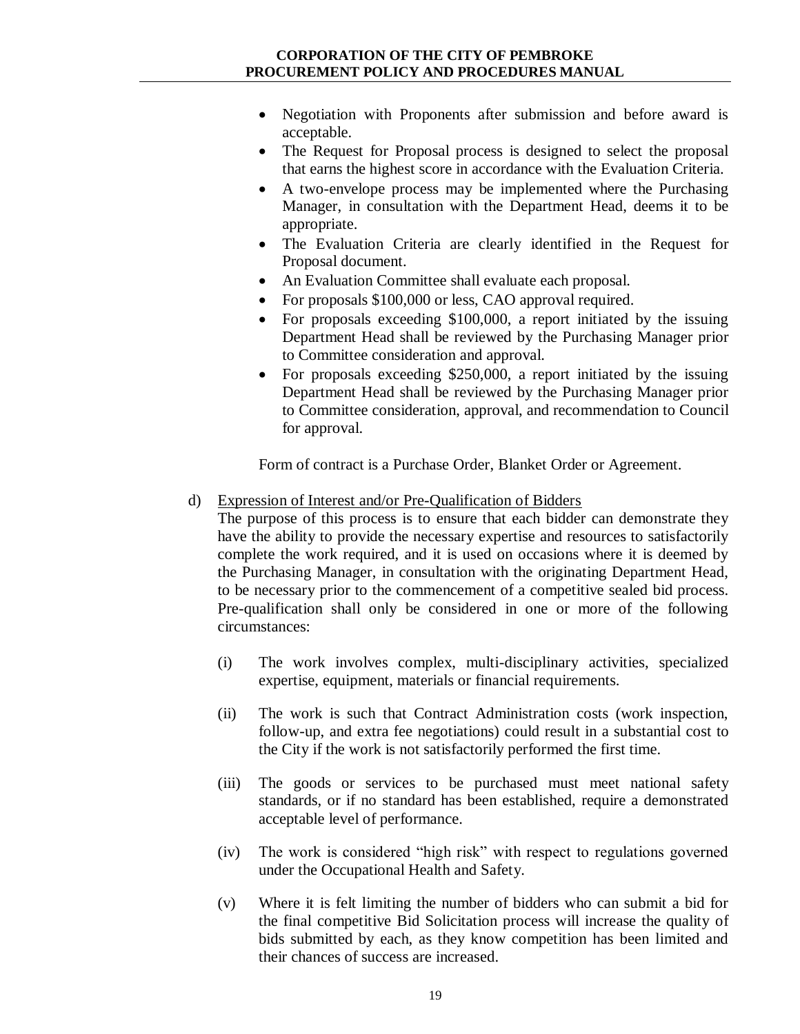- Negotiation with Proponents after submission and before award is acceptable.
- The Request for Proposal process is designed to select the proposal that earns the highest score in accordance with the Evaluation Criteria.
- A two-envelope process may be implemented where the Purchasing Manager, in consultation with the Department Head, deems it to be appropriate.
- The Evaluation Criteria are clearly identified in the Request for Proposal document.
- An Evaluation Committee shall evaluate each proposal.
- For proposals $100,000 or less, CAO approval required.
- For proposals exceeding $100,000, a report initiated by the issuing Department Head shall be reviewed by the Purchasing Manager prior to Committee consideration and approval.
- For proposals exceeding $250,000, a report initiated by the issuing Department Head shall be reviewed by the Purchasing Manager prior to Committee consideration, approval, and recommendation to Council for approval.

Form of contract is a Purchase Order, Blanket Order or Agreement.

d) Expression of Interest and/or Pre-Qualification of Bidders

The purpose of this process is to ensure that each bidder can demonstrate they have the ability to provide the necessary expertise and resources to satisfactorily complete the work required, and it is used on occasions where it is deemed by the Purchasing Manager, in consultation with the originating Department Head, to be necessary prior to the commencement of a competitive sealed bid process. Pre-qualification shall only be considered in one or more of the following circumstances:

(i) The work involves complex, multi-disciplinary activities, specialized expertise, equipment, materials or financial requirements.

(ii) The work is such that Contract Administration costs (work inspection, follow-up, and extra fee negotiations) could result in a substantial cost to the City if the work is not satisfactorily performed the first time.

(iii) The goods or services to be purchased must meet national safety standards, or if no standard has been established, require a demonstrated acceptable level of performance.

(iv) The work is considered "high risk" with respect to regulations governed under the Occupational Health and Safety.

(v) Where it is felt limiting the number of bidders who can submit a bid for the final competitive Bid Solicitation process will increase the quality of bids submitted by each, as they know competition has been limited and their chances of success are increased.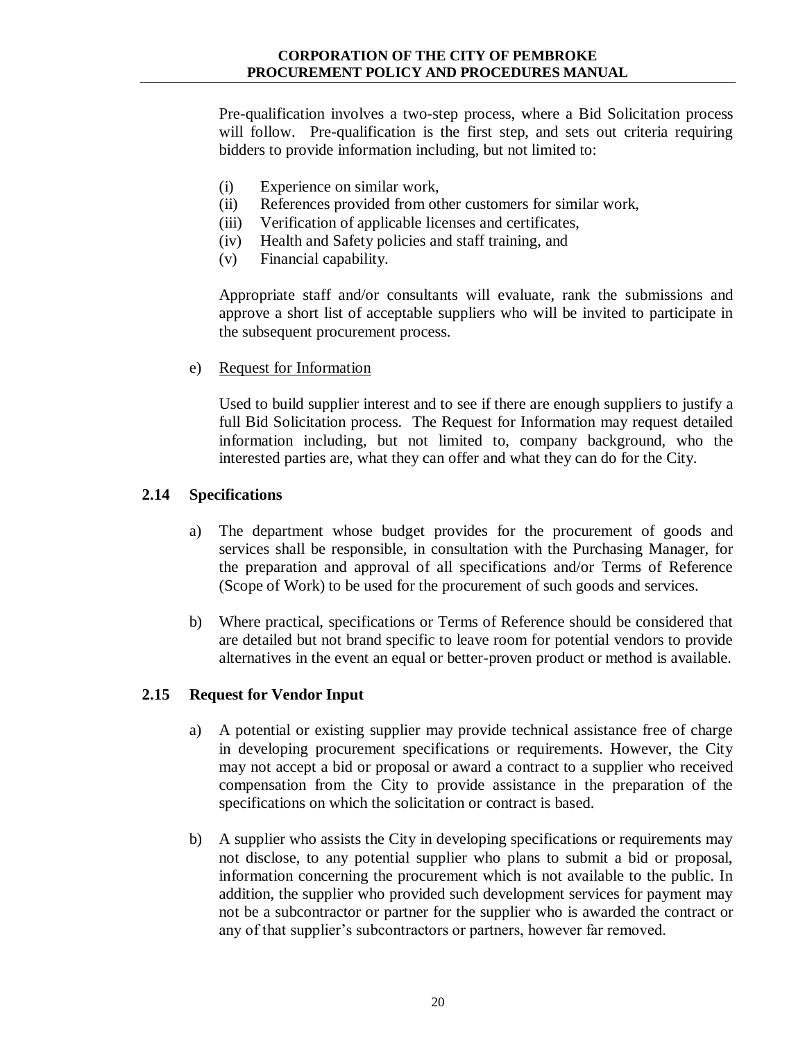Pre-qualification involves a two-step process, where a Bid Solicitation process will follow. Pre-qualification is the first step, and sets out criteria requiring bidders to provide information including, but not limited to:

(i) Experience on similar work,
(ii) References provided from other customers for similar work,
(iii) Verification of applicable licenses and certificates,
(iv) Health and Safety policies and staff training, and
(v) Financial capability.

Appropriate staff and/or consultants will evaluate, rank the submissions and approve a short list of acceptable suppliers who will be invited to participate in the subsequent procurement process.

e) Request for Information

Used to build supplier interest and to see if there are enough suppliers to justify a full Bid Solicitation process. The Request for Information may request detailed information including, but not limited to, company background, who the interested parties are, what they can offer and what they can do for the City.

### 2.14 Specifications

a) The department whose budget provides for the procurement of goods and services shall be responsible, in consultation with the Purchasing Manager, for the preparation and approval of all specifications and/or Terms of Reference (Scope of Work) to be used for the procurement of such goods and services.

b) Where practical, specifications or Terms of Reference should be considered that are detailed but not brand specific to leave room for potential vendors to provide alternatives in the event an equal or better-proven product or method is available.

### 2.15 Request for Vendor Input

a) A potential or existing supplier may provide technical assistance free of charge in developing procurement specifications or requirements. However, the City may not accept a bid or proposal or award a contract to a supplier who received compensation from the City to provide assistance in the preparation of the specifications on which the solicitation or contract is based.

b) A supplier who assists the City in developing specifications or requirements may not disclose, to any potential supplier who plans to submit a bid or proposal, information concerning the procurement which is not available to the public. In addition, the supplier who provided such development services for payment may not be a subcontractor or partner for the supplier who is awarded the contract or any of that supplier's subcontractors or partners, however far removed.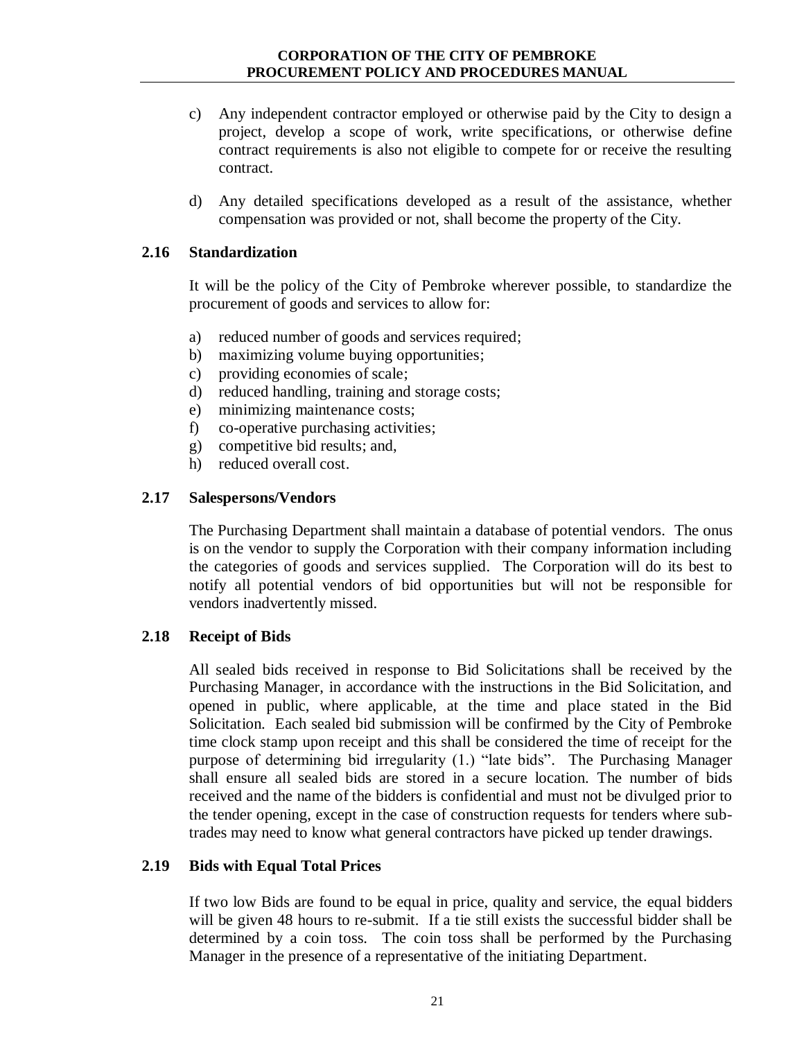c) Any independent contractor employed or otherwise paid by the City to design a project, develop a scope of work, write specifications, or otherwise define contract requirements is also not eligible to compete for or receive the resulting contract.

d) Any detailed specifications developed as a result of the assistance, whether compensation was provided or not, shall become the property of the City.

### 2.16 Standardization

It will be the policy of the City of Pembroke wherever possible, to standardize the procurement of goods and services to allow for:

a) reduced number of goods and services required;
b) maximizing volume buying opportunities;
c) providing economies of scale;
d) reduced handling, training and storage costs;
e) minimizing maintenance costs;
f) co-operative purchasing activities;
g) competitive bid results; and,
h) reduced overall cost.

### 2.17 Salespersons/Vendors

The Purchasing Department shall maintain a database of potential vendors. The onus is on the vendor to supply the Corporation with their company information including the categories of goods and services supplied. The Corporation will do its best to notify all potential vendors of bid opportunities but will not be responsible for vendors inadvertently missed.

### 2.18 Receipt of Bids

All sealed bids received in response to Bid Solicitations shall be received by the Purchasing Manager, in accordance with the instructions in the Bid Solicitation, and opened in public, where applicable, at the time and place stated in the Bid Solicitation. Each sealed bid submission will be confirmed by the City of Pembroke time clock stamp upon receipt and this shall be considered the time of receipt for the purpose of determining bid irregularity (1.) "late bids". The Purchasing Manager shall ensure all sealed bids are stored in a secure location. The number of bids received and the name of the bidders is confidential and must not be divulged prior to the tender opening, except in the case of construction requests for tenders where sub-trades may need to know what general contractors have picked up tender drawings.

### 2.19 Bids with Equal Total Prices

If two low Bids are found to be equal in price, quality and service, the equal bidders will be given 48 hours to re-submit. If a tie still exists the successful bidder shall be determined by a coin toss. The coin toss shall be performed by the Purchasing Manager in the presence of a representative of the initiating Department.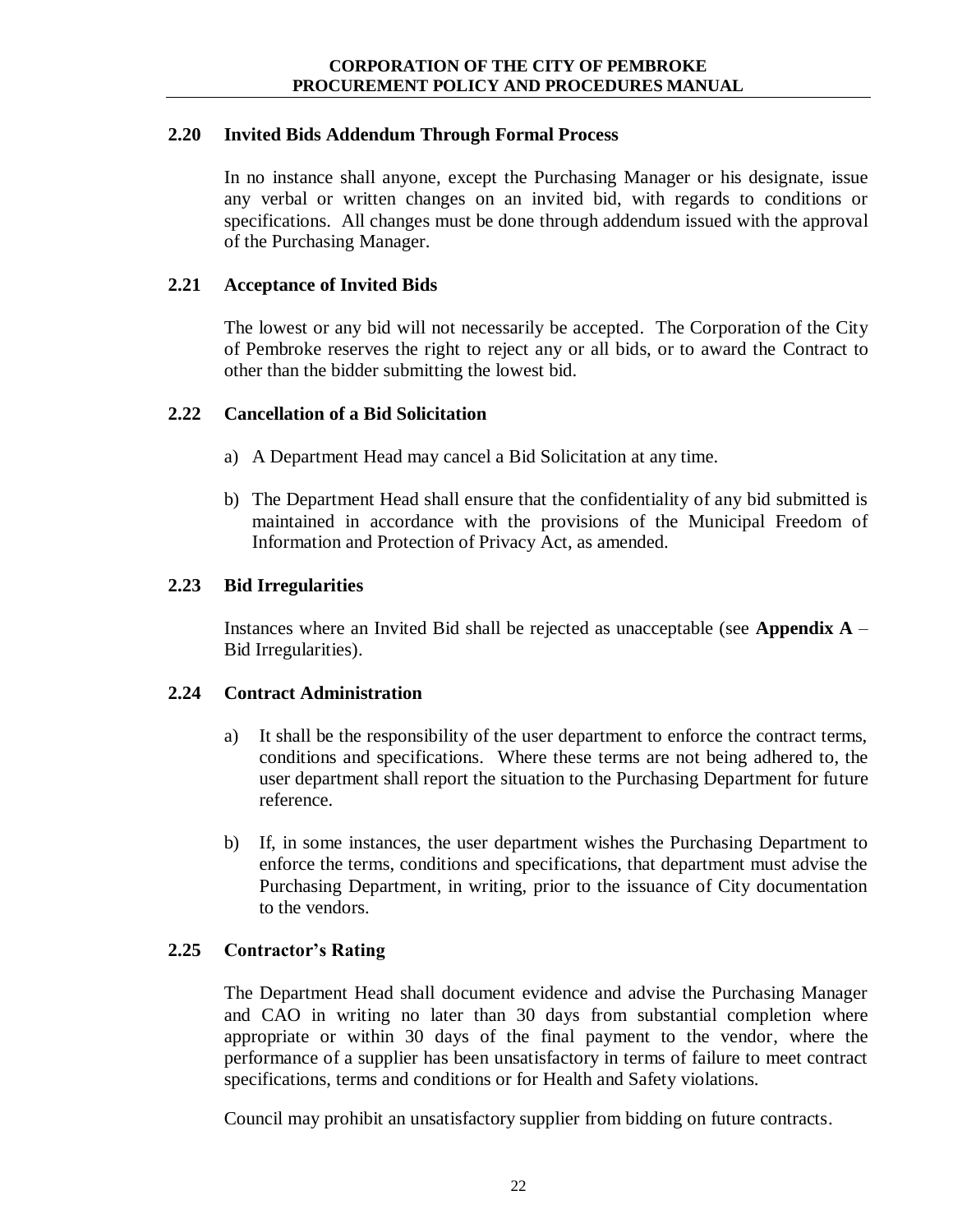### 2.20 Invited Bids Addendum Through Formal Process

In no instance shall anyone, except the Purchasing Manager or his designate, issue any verbal or written changes on an invited bid, with regards to conditions or specifications. All changes must be done through addendum issued with the approval of the Purchasing Manager.

### 2.21 Acceptance of Invited Bids

The lowest or any bid will not necessarily be accepted. The Corporation of the City of Pembroke reserves the right to reject any or all bids, or to award the Contract to other than the bidder submitting the lowest bid.

### 2.22 Cancellation of a Bid Solicitation

a) A Department Head may cancel a Bid Solicitation at any time.

b) The Department Head shall ensure that the confidentiality of any bid submitted is maintained in accordance with the provisions of the Municipal Freedom of Information and Protection of Privacy Act, as amended.

### 2.23 Bid Irregularities

Instances where an Invited Bid shall be rejected as unacceptable (see **Appendix A** – Bid Irregularities).

### 2.24 Contract Administration

a) It shall be the responsibility of the user department to enforce the contract terms, conditions and specifications. Where these terms are not being adhered to, the user department shall report the situation to the Purchasing Department for future reference.

b) If, in some instances, the user department wishes the Purchasing Department to enforce the terms, conditions and specifications, that department must advise the Purchasing Department, in writing, prior to the issuance of City documentation to the vendors.

### 2.25 Contractor's Rating

The Department Head shall document evidence and advise the Purchasing Manager and CAO in writing no later than 30 days from substantial completion where appropriate or within 30 days of the final payment to the vendor, where the performance of a supplier has been unsatisfactory in terms of failure to meet contract specifications, terms and conditions or for Health and Safety violations.

Council may prohibit an unsatisfactory supplier from bidding on future contracts.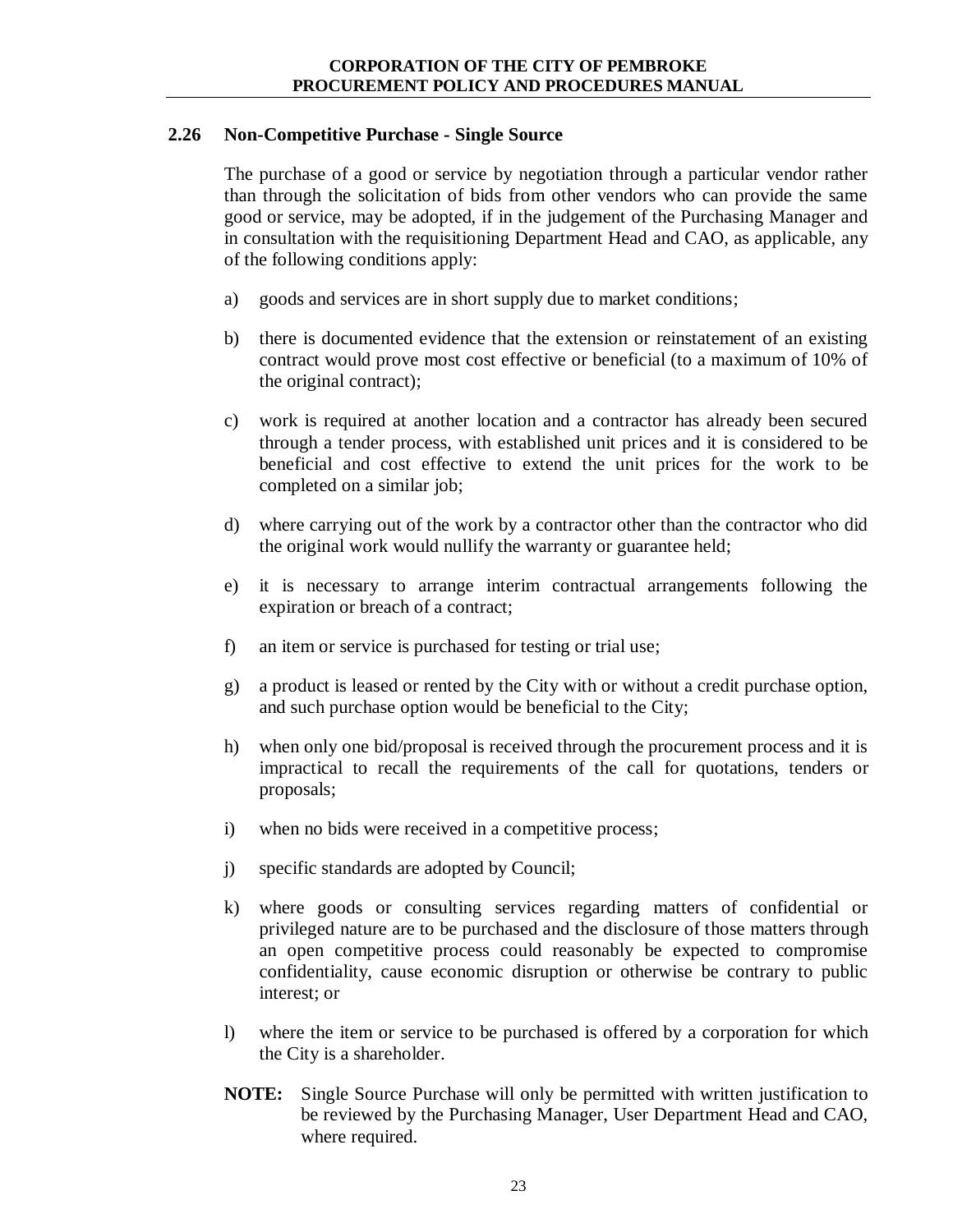## 2.26 Non-Competitive Purchase - Single Source

The purchase of a good or service by negotiation through a particular vendor rather than through the solicitation of bids from other vendors who can provide the same good or service, may be adopted, if in the judgement of the Purchasing Manager and in consultation with the requisitioning Department Head and CAO, as applicable, any of the following conditions apply:

a) goods and services are in short supply due to market conditions;

b) there is documented evidence that the extension or reinstatement of an existing contract would prove most cost effective or beneficial (to a maximum of 10% of the original contract);

c) work is required at another location and a contractor has already been secured through a tender process, with established unit prices and it is considered to be beneficial and cost effective to extend the unit prices for the work to be completed on a similar job;

d) where carrying out of the work by a contractor other than the contractor who did the original work would nullify the warranty or guarantee held;

e) it is necessary to arrange interim contractual arrangements following the expiration or breach of a contract;

f) an item or service is purchased for testing or trial use;

g) a product is leased or rented by the City with or without a credit purchase option, and such purchase option would be beneficial to the City;

h) when only one bid/proposal is received through the procurement process and it is impractical to recall the requirements of the call for quotations, tenders or proposals;

i) when no bids were received in a competitive process;

j) specific standards are adopted by Council;

k) where goods or consulting services regarding matters of confidential or privileged nature are to be purchased and the disclosure of those matters through an open competitive process could reasonably be expected to compromise confidentiality, cause economic disruption or otherwise be contrary to public interest; or

l) where the item or service to be purchased is offered by a corporation for which the City is a shareholder.

**NOTE:** Single Source Purchase will only be permitted with written justification to be reviewed by the Purchasing Manager, User Department Head and CAO, where required.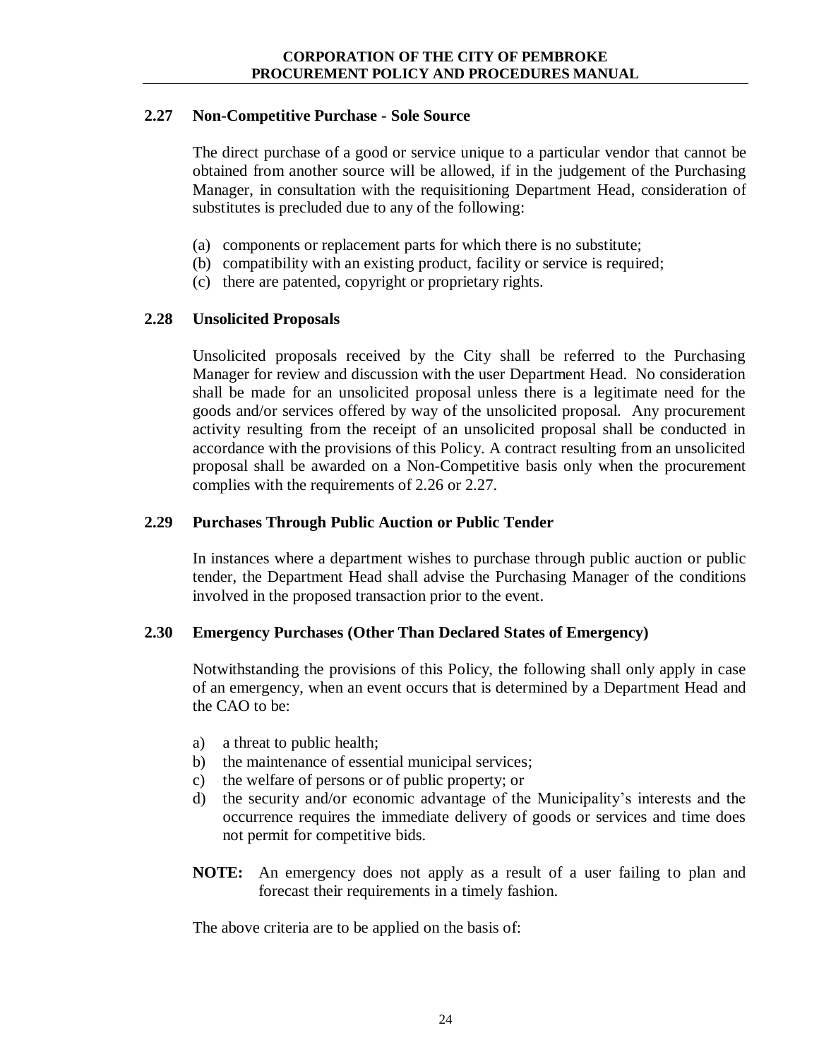### 2.27 Non-Competitive Purchase - Sole Source

The direct purchase of a good or service unique to a particular vendor that cannot be obtained from another source will be allowed, if in the judgement of the Purchasing Manager, in consultation with the requisitioning Department Head, consideration of substitutes is precluded due to any of the following:

(a) components or replacement parts for which there is no substitute;
(b) compatibility with an existing product, facility or service is required;
(c) there are patented, copyright or proprietary rights.

### 2.28 Unsolicited Proposals

Unsolicited proposals received by the City shall be referred to the Purchasing Manager for review and discussion with the user Department Head. No consideration shall be made for an unsolicited proposal unless there is a legitimate need for the goods and/or services offered by way of the unsolicited proposal. Any procurement activity resulting from the receipt of an unsolicited proposal shall be conducted in accordance with the provisions of this Policy. A contract resulting from an unsolicited proposal shall be awarded on a Non-Competitive basis only when the procurement complies with the requirements of 2.26 or 2.27.

### 2.29 Purchases Through Public Auction or Public Tender

In instances where a department wishes to purchase through public auction or public tender, the Department Head shall advise the Purchasing Manager of the conditions involved in the proposed transaction prior to the event.

### 2.30 Emergency Purchases (Other Than Declared States of Emergency)

Notwithstanding the provisions of this Policy, the following shall only apply in case of an emergency, when an event occurs that is determined by a Department Head and the CAO to be:

a) a threat to public health;
b) the maintenance of essential municipal services;
c) the welfare of persons or of public property; or
d) the security and/or economic advantage of the Municipality's interests and the occurrence requires the immediate delivery of goods or services and time does not permit for competitive bids.

**NOTE:** An emergency does not apply as a result of a user failing to plan and forecast their requirements in a timely fashion.

The above criteria are to be applied on the basis of: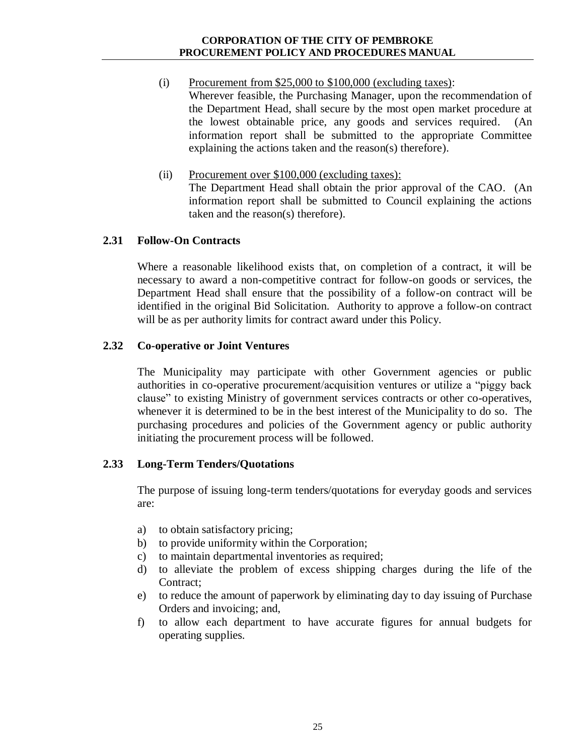(i) <u>Procurement from $25,000 to $100,000 (excluding taxes)</u>:
Wherever feasible, the Purchasing Manager, upon the recommendation of the Department Head, shall secure by the most open market procedure at the lowest obtainable price, any goods and services required. (An information report shall be submitted to the appropriate Committee explaining the actions taken and the reason(s) therefore).

(ii) <u>Procurement over $100,000 (excluding taxes):</u>
The Department Head shall obtain the prior approval of the CAO. (An information report shall be submitted to Council explaining the actions taken and the reason(s) therefore).

### 2.31 Follow-On Contracts

Where a reasonable likelihood exists that, on completion of a contract, it will be necessary to award a non-competitive contract for follow-on goods or services, the Department Head shall ensure that the possibility of a follow-on contract will be identified in the original Bid Solicitation. Authority to approve a follow-on contract will be as per authority limits for contract award under this Policy.

### 2.32 Co-operative or Joint Ventures

The Municipality may participate with other Government agencies or public authorities in co-operative procurement/acquisition ventures or utilize a "piggy back clause" to existing Ministry of government services contracts or other co-operatives, whenever it is determined to be in the best interest of the Municipality to do so. The purchasing procedures and policies of the Government agency or public authority initiating the procurement process will be followed.

### 2.33 Long-Term Tenders/Quotations

The purpose of issuing long-term tenders/quotations for everyday goods and services are:

a) to obtain satisfactory pricing;
b) to provide uniformity within the Corporation;
c) to maintain departmental inventories as required;
d) to alleviate the problem of excess shipping charges during the life of the Contract;
e) to reduce the amount of paperwork by eliminating day to day issuing of Purchase Orders and invoicing; and,
f) to allow each department to have accurate figures for annual budgets for operating supplies.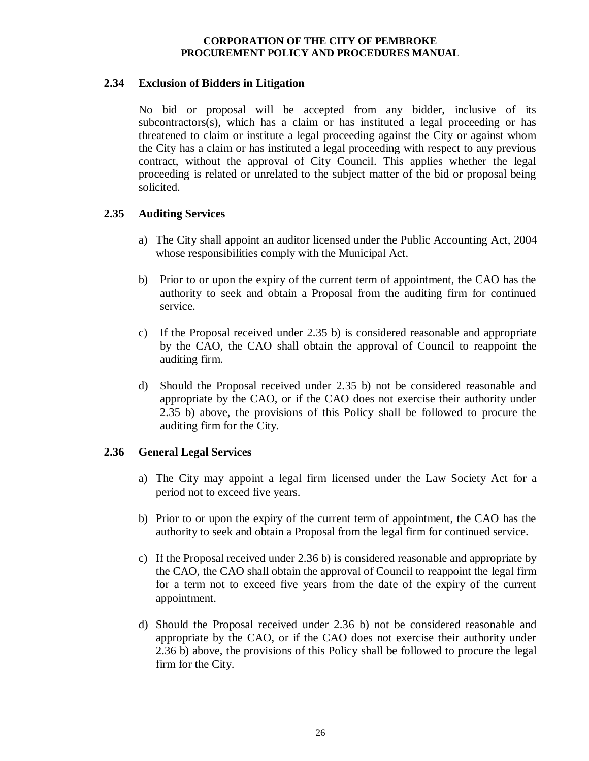### 2.34 Exclusion of Bidders in Litigation

No bid or proposal will be accepted from any bidder, inclusive of its subcontractors(s), which has a claim or has instituted a legal proceeding or has threatened to claim or institute a legal proceeding against the City or against whom the City has a claim or has instituted a legal proceeding with respect to any previous contract, without the approval of City Council. This applies whether the legal proceeding is related or unrelated to the subject matter of the bid or proposal being solicited.

### 2.35 Auditing Services

a) The City shall appoint an auditor licensed under the Public Accounting Act, 2004 whose responsibilities comply with the Municipal Act.

b) Prior to or upon the expiry of the current term of appointment, the CAO has the authority to seek and obtain a Proposal from the auditing firm for continued service.

c) If the Proposal received under 2.35 b) is considered reasonable and appropriate by the CAO, the CAO shall obtain the approval of Council to reappoint the auditing firm.

d) Should the Proposal received under 2.35 b) not be considered reasonable and appropriate by the CAO, or if the CAO does not exercise their authority under 2.35 b) above, the provisions of this Policy shall be followed to procure the auditing firm for the City.

### 2.36 General Legal Services

a) The City may appoint a legal firm licensed under the Law Society Act for a period not to exceed five years.

b) Prior to or upon the expiry of the current term of appointment, the CAO has the authority to seek and obtain a Proposal from the legal firm for continued service.

c) If the Proposal received under 2.36 b) is considered reasonable and appropriate by the CAO, the CAO shall obtain the approval of Council to reappoint the legal firm for a term not to exceed five years from the date of the expiry of the current appointment.

d) Should the Proposal received under 2.36 b) not be considered reasonable and appropriate by the CAO, or if the CAO does not exercise their authority under 2.36 b) above, the provisions of this Policy shall be followed to procure the legal firm for the City.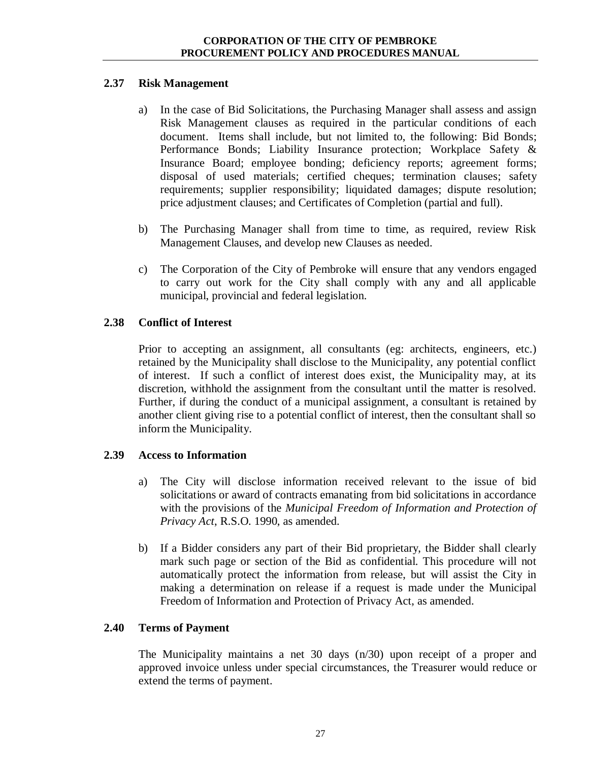## 2.37 Risk Management

a) In the case of Bid Solicitations, the Purchasing Manager shall assess and assign Risk Management clauses as required in the particular conditions of each document. Items shall include, but not limited to, the following: Bid Bonds; Performance Bonds; Liability Insurance protection; Workplace Safety & Insurance Board; employee bonding; deficiency reports; agreement forms; disposal of used materials; certified cheques; termination clauses; safety requirements; supplier responsibility; liquidated damages; dispute resolution; price adjustment clauses; and Certificates of Completion (partial and full).

b) The Purchasing Manager shall from time to time, as required, review Risk Management Clauses, and develop new Clauses as needed.

c) The Corporation of the City of Pembroke will ensure that any vendors engaged to carry out work for the City shall comply with any and all applicable municipal, provincial and federal legislation.

## 2.38 Conflict of Interest

Prior to accepting an assignment, all consultants (eg: architects, engineers, etc.) retained by the Municipality shall disclose to the Municipality, any potential conflict of interest. If such a conflict of interest does exist, the Municipality may, at its discretion, withhold the assignment from the consultant until the matter is resolved. Further, if during the conduct of a municipal assignment, a consultant is retained by another client giving rise to a potential conflict of interest, then the consultant shall so inform the Municipality.

## 2.39 Access to Information

a) The City will disclose information received relevant to the issue of bid solicitations or award of contracts emanating from bid solicitations in accordance with the provisions of the *Municipal Freedom of Information and Protection of Privacy Act*, R.S.O. 1990, as amended.

b) If a Bidder considers any part of their Bid proprietary, the Bidder shall clearly mark such page or section of the Bid as confidential. This procedure will not automatically protect the information from release, but will assist the City in making a determination on release if a request is made under the Municipal Freedom of Information and Protection of Privacy Act, as amended.

## 2.40 Terms of Payment

The Municipality maintains a net 30 days (n/30) upon receipt of a proper and approved invoice unless under special circumstances, the Treasurer would reduce or extend the terms of payment.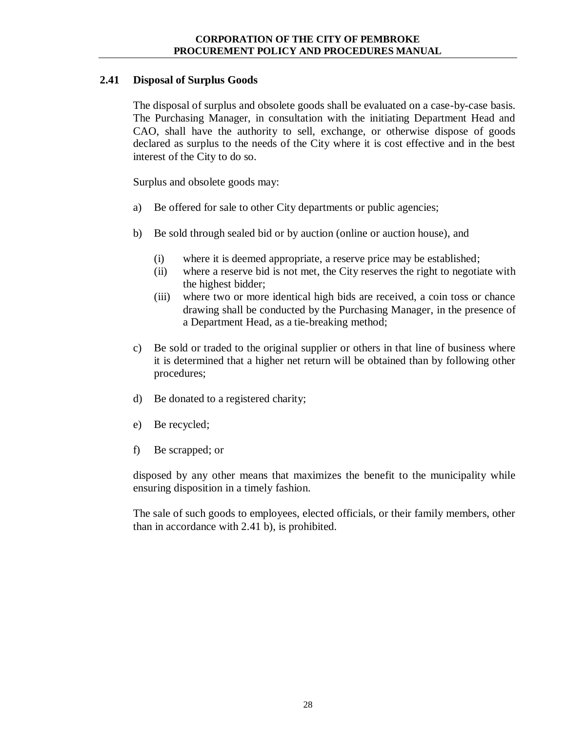## 2.41 Disposal of Surplus Goods

The disposal of surplus and obsolete goods shall be evaluated on a case-by-case basis. The Purchasing Manager, in consultation with the initiating Department Head and CAO, shall have the authority to sell, exchange, or otherwise dispose of goods declared as surplus to the needs of the City where it is cost effective and in the best interest of the City to do so.

Surplus and obsolete goods may:

a) Be offered for sale to other City departments or public agencies;

b) Be sold through sealed bid or by auction (online or auction house), and

   (i) where it is deemed appropriate, a reserve price may be established;
   (ii) where a reserve bid is not met, the City reserves the right to negotiate with the highest bidder;
   (iii) where two or more identical high bids are received, a coin toss or chance drawing shall be conducted by the Purchasing Manager, in the presence of a Department Head, as a tie-breaking method;

c) Be sold or traded to the original supplier or others in that line of business where it is determined that a higher net return will be obtained than by following other procedures;

d) Be donated to a registered charity;

e) Be recycled;

f) Be scrapped; or

disposed by any other means that maximizes the benefit to the municipality while ensuring disposition in a timely fashion.

The sale of such goods to employees, elected officials, or their family members, other than in accordance with 2.41 b), is prohibited.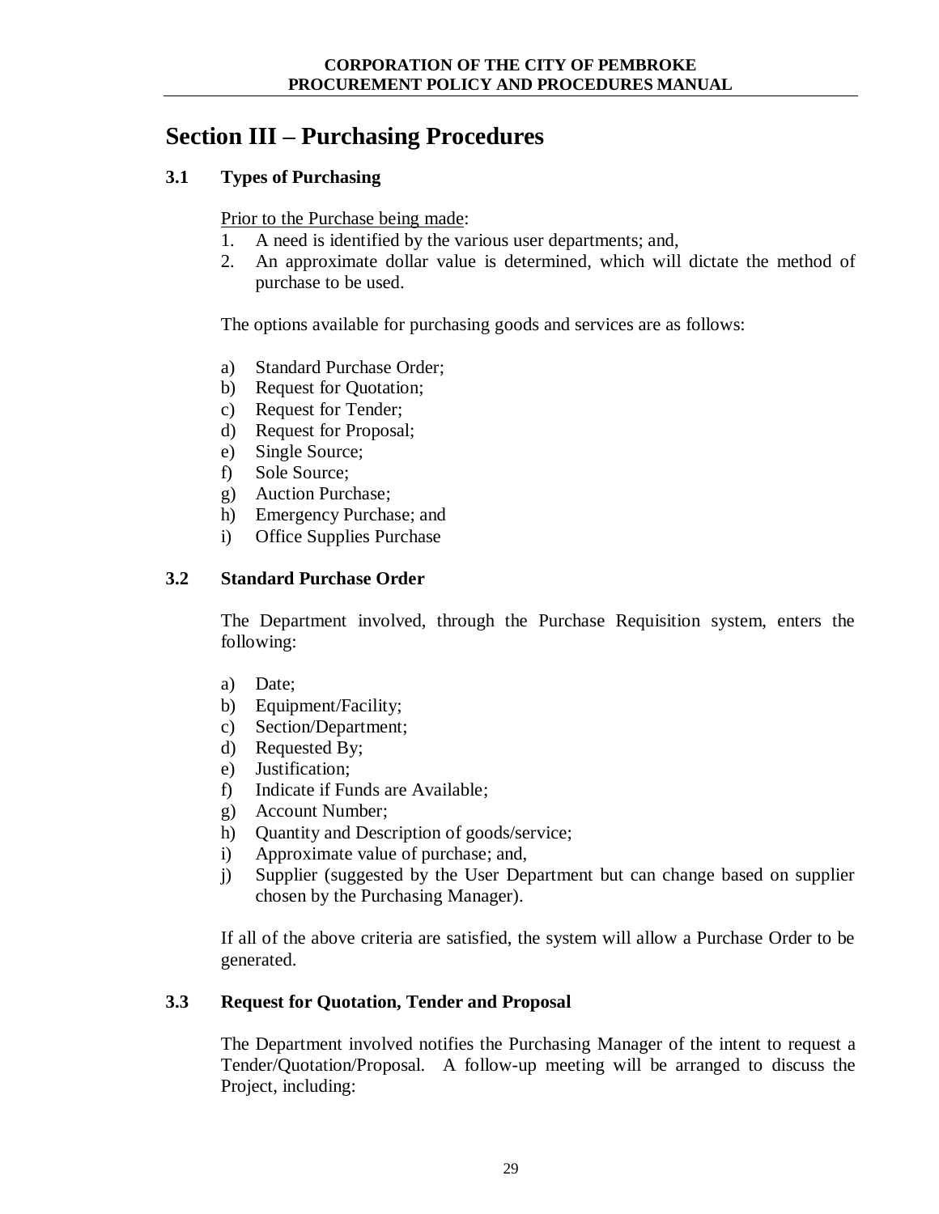# Section III – Purchasing Procedures

## 3.1 Types of Purchasing

Prior to the Purchase being made:

1. A need is identified by the various user departments; and,
2. An approximate dollar value is determined, which will dictate the method of purchase to be used.

The options available for purchasing goods and services are as follows:

a) Standard Purchase Order;
b) Request for Quotation;
c) Request for Tender;
d) Request for Proposal;
e) Single Source;
f) Sole Source;
g) Auction Purchase;
h) Emergency Purchase; and
i) Office Supplies Purchase

## 3.2 Standard Purchase Order

The Department involved, through the Purchase Requisition system, enters the following:

a) Date;
b) Equipment/Facility;
c) Section/Department;
d) Requested By;
e) Justification;
f) Indicate if Funds are Available;
g) Account Number;
h) Quantity and Description of goods/service;
i) Approximate value of purchase; and,
j) Supplier (suggested by the User Department but can change based on supplier chosen by the Purchasing Manager).

If all of the above criteria are satisfied, the system will allow a Purchase Order to be generated.

## 3.3 Request for Quotation, Tender and Proposal

The Department involved notifies the Purchasing Manager of the intent to request a Tender/Quotation/Proposal. A follow-up meeting will be arranged to discuss the Project, including: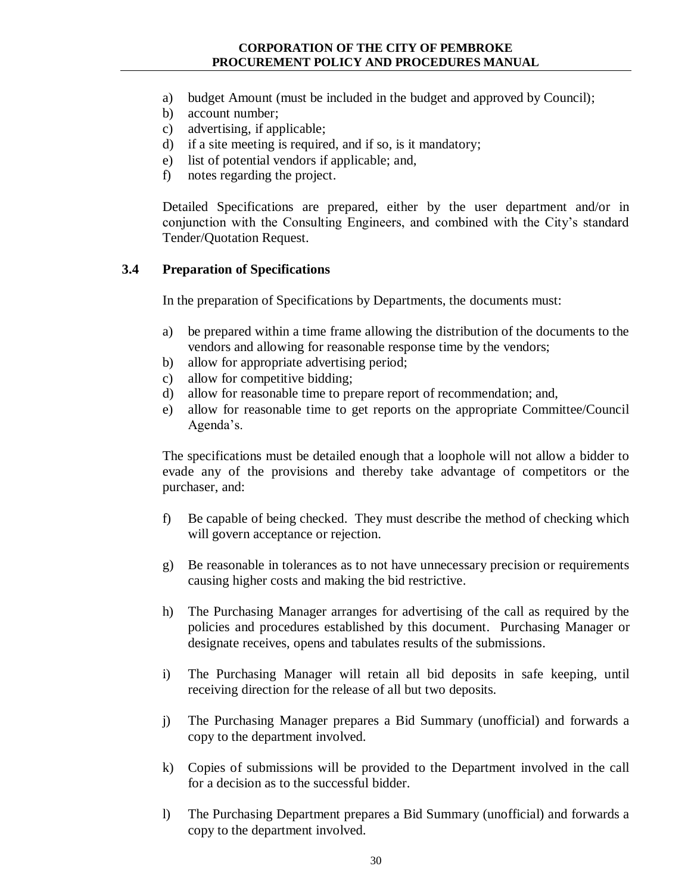a) budget Amount (must be included in the budget and approved by Council);
b) account number;
c) advertising, if applicable;
d) if a site meeting is required, and if so, is it mandatory;
e) list of potential vendors if applicable; and,
f) notes regarding the project.

Detailed Specifications are prepared, either by the user department and/or in conjunction with the Consulting Engineers, and combined with the City's standard Tender/Quotation Request.

### 3.4 Preparation of Specifications

In the preparation of Specifications by Departments, the documents must:

a) be prepared within a time frame allowing the distribution of the documents to the vendors and allowing for reasonable response time by the vendors;
b) allow for appropriate advertising period;
c) allow for competitive bidding;
d) allow for reasonable time to prepare report of recommendation; and,
e) allow for reasonable time to get reports on the appropriate Committee/Council Agenda's.

The specifications must be detailed enough that a loophole will not allow a bidder to evade any of the provisions and thereby take advantage of competitors or the purchaser, and:

f) Be capable of being checked. They must describe the method of checking which will govern acceptance or rejection.

g) Be reasonable in tolerances as to not have unnecessary precision or requirements causing higher costs and making the bid restrictive.

h) The Purchasing Manager arranges for advertising of the call as required by the policies and procedures established by this document. Purchasing Manager or designate receives, opens and tabulates results of the submissions.

i) The Purchasing Manager will retain all bid deposits in safe keeping, until receiving direction for the release of all but two deposits.

j) The Purchasing Manager prepares a Bid Summary (unofficial) and forwards a copy to the department involved.

k) Copies of submissions will be provided to the Department involved in the call for a decision as to the successful bidder.

l) The Purchasing Department prepares a Bid Summary (unofficial) and forwards a copy to the department involved.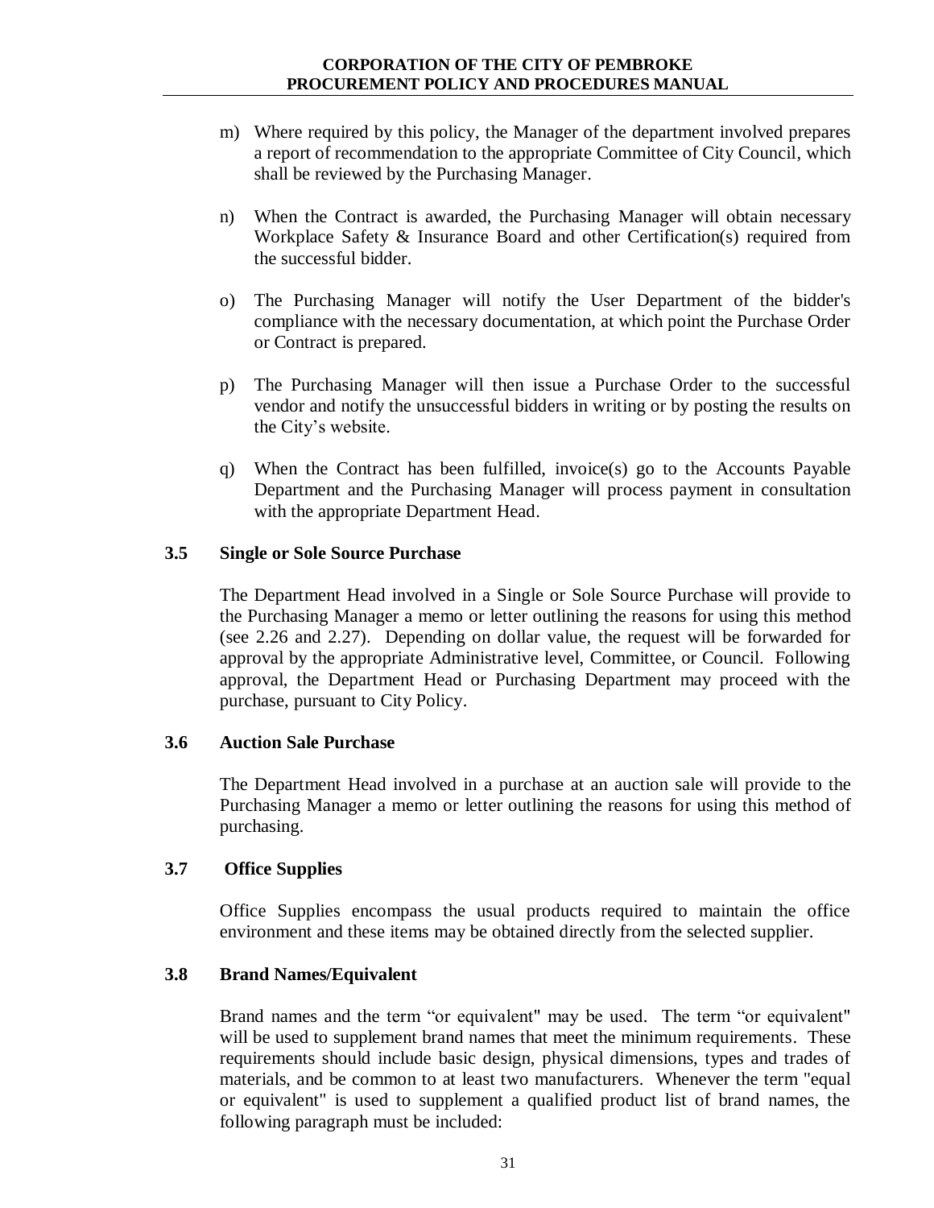m) Where required by this policy, the Manager of the department involved prepares a report of recommendation to the appropriate Committee of City Council, which shall be reviewed by the Purchasing Manager.

n) When the Contract is awarded, the Purchasing Manager will obtain necessary Workplace Safety & Insurance Board and other Certification(s) required from the successful bidder.

o) The Purchasing Manager will notify the User Department of the bidder's compliance with the necessary documentation, at which point the Purchase Order or Contract is prepared.

p) The Purchasing Manager will then issue a Purchase Order to the successful vendor and notify the unsuccessful bidders in writing or by posting the results on the City's website.

q) When the Contract has been fulfilled, invoice(s) go to the Accounts Payable Department and the Purchasing Manager will process payment in consultation with the appropriate Department Head.

### 3.5 Single or Sole Source Purchase

The Department Head involved in a Single or Sole Source Purchase will provide to the Purchasing Manager a memo or letter outlining the reasons for using this method (see 2.26 and 2.27). Depending on dollar value, the request will be forwarded for approval by the appropriate Administrative level, Committee, or Council. Following approval, the Department Head or Purchasing Department may proceed with the purchase, pursuant to City Policy.

### 3.6 Auction Sale Purchase

The Department Head involved in a purchase at an auction sale will provide to the Purchasing Manager a memo or letter outlining the reasons for using this method of purchasing.

### 3.7 Office Supplies

Office Supplies encompass the usual products required to maintain the office environment and these items may be obtained directly from the selected supplier.

### 3.8 Brand Names/Equivalent

Brand names and the term "or equivalent" may be used. The term "or equivalent" will be used to supplement brand names that meet the minimum requirements. These requirements should include basic design, physical dimensions, types and trades of materials, and be common to at least two manufacturers. Whenever the term "equal or equivalent" is used to supplement a qualified product list of brand names, the following paragraph must be included: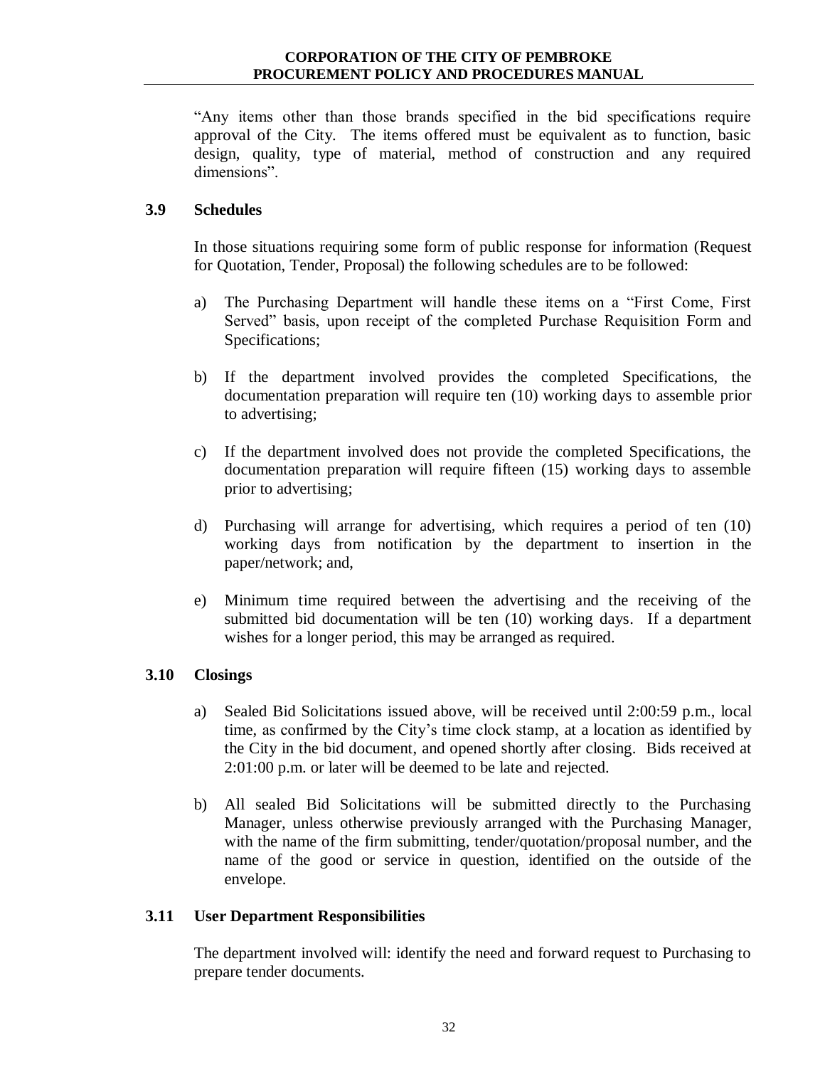"Any items other than those brands specified in the bid specifications require approval of the City. The items offered must be equivalent as to function, basic design, quality, type of material, method of construction and any required dimensions".

### 3.9 Schedules

In those situations requiring some form of public response for information (Request for Quotation, Tender, Proposal) the following schedules are to be followed:

a) The Purchasing Department will handle these items on a "First Come, First Served" basis, upon receipt of the completed Purchase Requisition Form and Specifications;

b) If the department involved provides the completed Specifications, the documentation preparation will require ten (10) working days to assemble prior to advertising;

c) If the department involved does not provide the completed Specifications, the documentation preparation will require fifteen (15) working days to assemble prior to advertising;

d) Purchasing will arrange for advertising, which requires a period of ten (10) working days from notification by the department to insertion in the paper/network; and,

e) Minimum time required between the advertising and the receiving of the submitted bid documentation will be ten (10) working days. If a department wishes for a longer period, this may be arranged as required.

### 3.10 Closings

a) Sealed Bid Solicitations issued above, will be received until 2:00:59 p.m., local time, as confirmed by the City's time clock stamp, at a location as identified by the City in the bid document, and opened shortly after closing. Bids received at 2:01:00 p.m. or later will be deemed to be late and rejected.

b) All sealed Bid Solicitations will be submitted directly to the Purchasing Manager, unless otherwise previously arranged with the Purchasing Manager, with the name of the firm submitting, tender/quotation/proposal number, and the name of the good or service in question, identified on the outside of the envelope.

### 3.11 User Department Responsibilities

The department involved will: identify the need and forward request to Purchasing to prepare tender documents.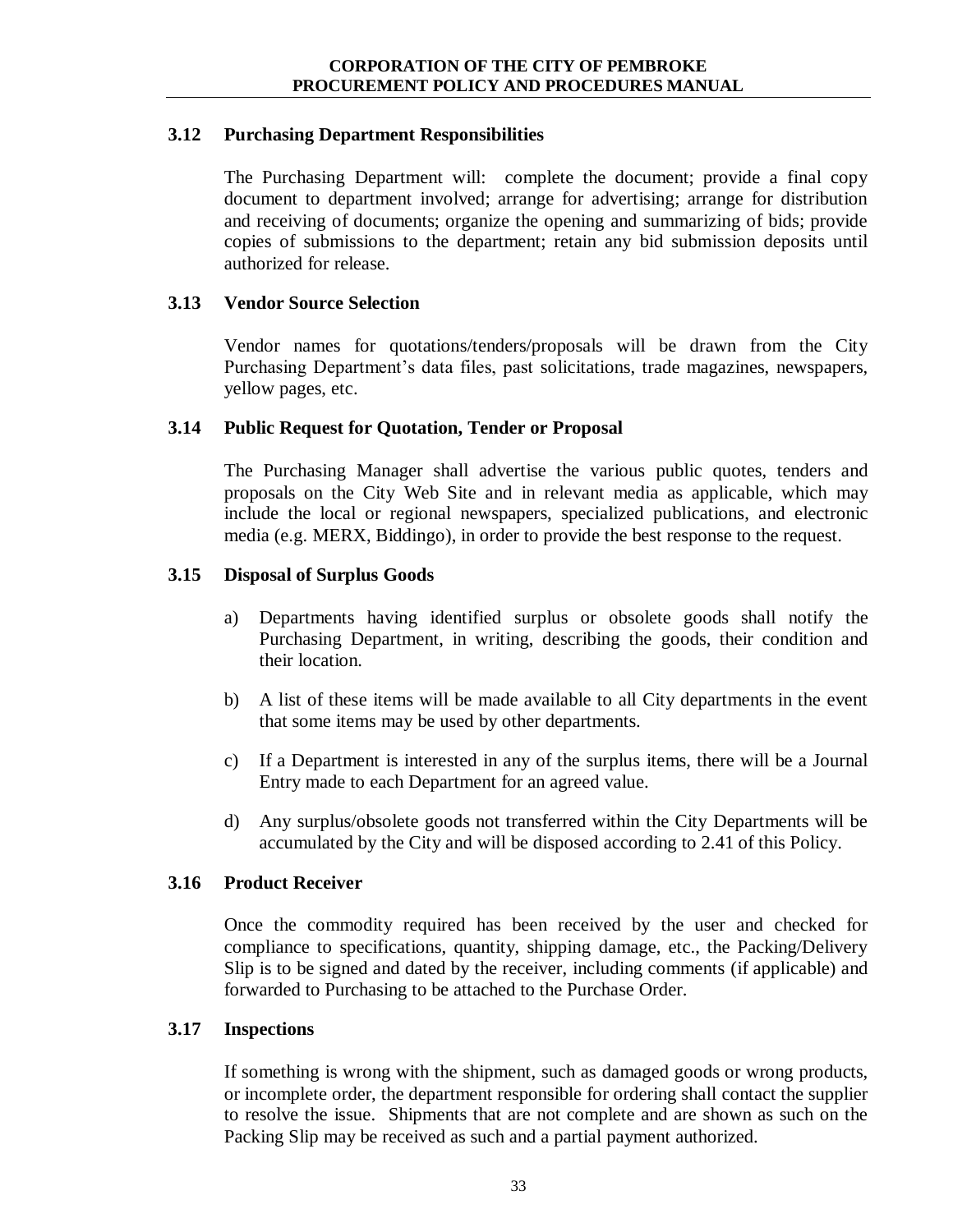### 3.12 Purchasing Department Responsibilities

The Purchasing Department will: complete the document; provide a final copy document to department involved; arrange for advertising; arrange for distribution and receiving of documents; organize the opening and summarizing of bids; provide copies of submissions to the department; retain any bid submission deposits until authorized for release.

### 3.13 Vendor Source Selection

Vendor names for quotations/tenders/proposals will be drawn from the City Purchasing Department's data files, past solicitations, trade magazines, newspapers, yellow pages, etc.

### 3.14 Public Request for Quotation, Tender or Proposal

The Purchasing Manager shall advertise the various public quotes, tenders and proposals on the City Web Site and in relevant media as applicable, which may include the local or regional newspapers, specialized publications, and electronic media (e.g. MERX, Biddingo), in order to provide the best response to the request.

### 3.15 Disposal of Surplus Goods

a) Departments having identified surplus or obsolete goods shall notify the Purchasing Department, in writing, describing the goods, their condition and their location.

b) A list of these items will be made available to all City departments in the event that some items may be used by other departments.

c) If a Department is interested in any of the surplus items, there will be a Journal Entry made to each Department for an agreed value.

d) Any surplus/obsolete goods not transferred within the City Departments will be accumulated by the City and will be disposed according to 2.41 of this Policy.

### 3.16 Product Receiver

Once the commodity required has been received by the user and checked for compliance to specifications, quantity, shipping damage, etc., the Packing/Delivery Slip is to be signed and dated by the receiver, including comments (if applicable) and forwarded to Purchasing to be attached to the Purchase Order.

### 3.17 Inspections

If something is wrong with the shipment, such as damaged goods or wrong products, or incomplete order, the department responsible for ordering shall contact the supplier to resolve the issue. Shipments that are not complete and are shown as such on the Packing Slip may be received as such and a partial payment authorized.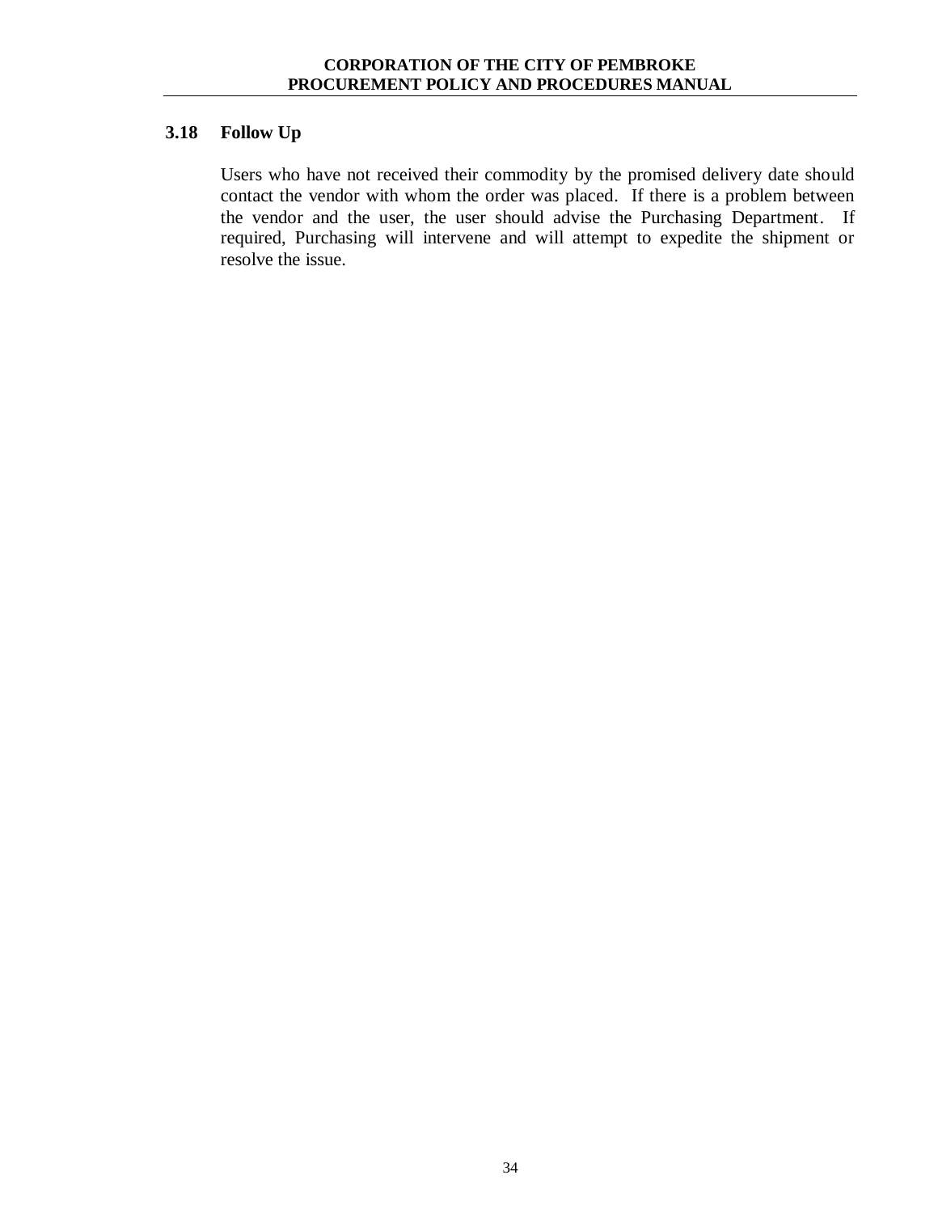### 3.18 Follow Up

Users who have not received their commodity by the promised delivery date should contact the vendor with whom the order was placed. If there is a problem between the vendor and the user, the user should advise the Purchasing Department. If required, Purchasing will intervene and will attempt to expedite the shipment or resolve the issue.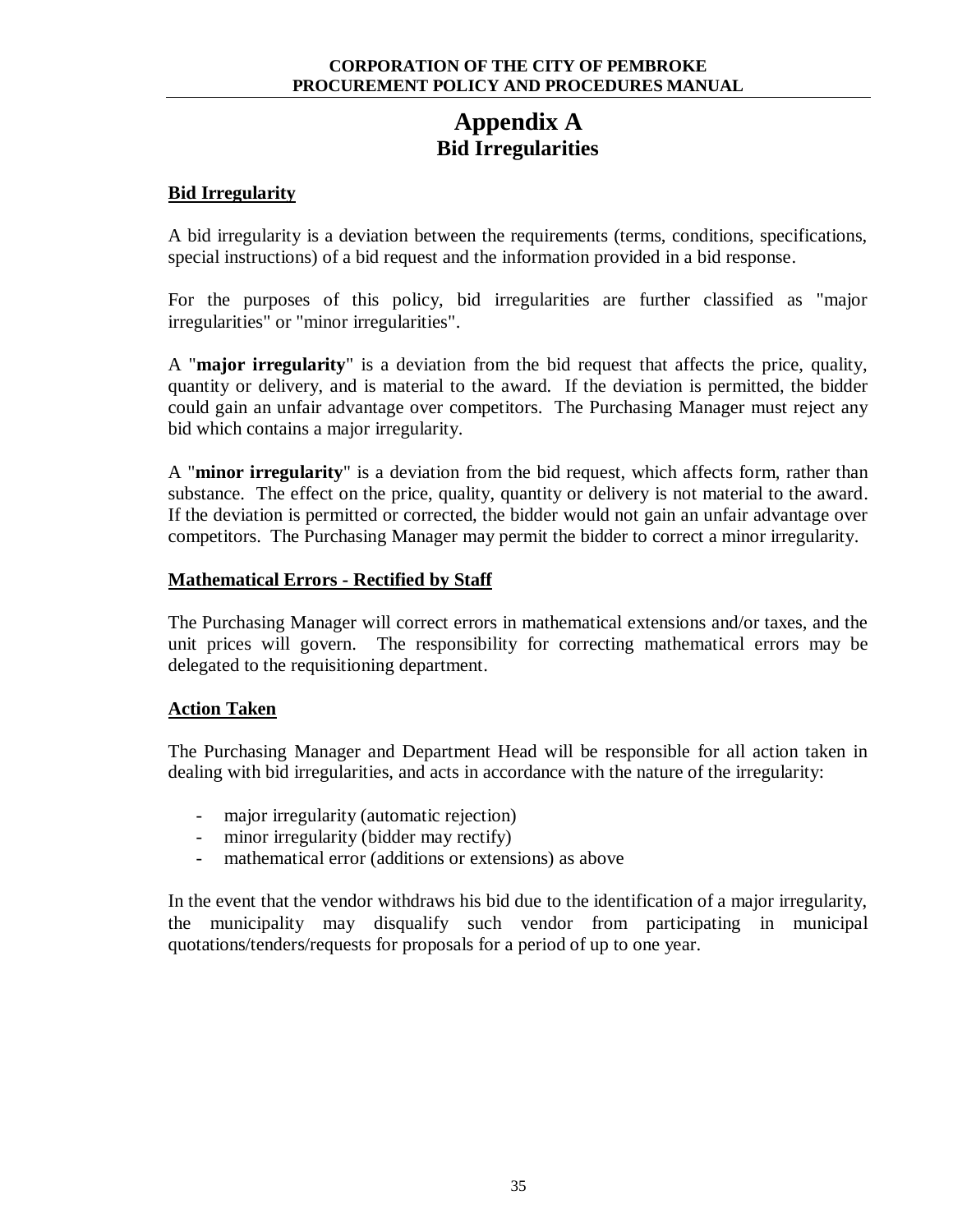# Appendix A
## Bid Irregularities

### Bid Irregularity

A bid irregularity is a deviation between the requirements (terms, conditions, specifications, special instructions) of a bid request and the information provided in a bid response.

For the purposes of this policy, bid irregularities are further classified as "major irregularities" or "minor irregularities".

A "**major irregularity**" is a deviation from the bid request that affects the price, quality, quantity or delivery, and is material to the award. If the deviation is permitted, the bidder could gain an unfair advantage over competitors. The Purchasing Manager must reject any bid which contains a major irregularity.

A "**minor irregularity**" is a deviation from the bid request, which affects form, rather than substance. The effect on the price, quality, quantity or delivery is not material to the award. If the deviation is permitted or corrected, the bidder would not gain an unfair advantage over competitors. The Purchasing Manager may permit the bidder to correct a minor irregularity.

### Mathematical Errors - Rectified by Staff

The Purchasing Manager will correct errors in mathematical extensions and/or taxes, and the unit prices will govern. The responsibility for correcting mathematical errors may be delegated to the requisitioning department.

### Action Taken

The Purchasing Manager and Department Head will be responsible for all action taken in dealing with bid irregularities, and acts in accordance with the nature of the irregularity:

- major irregularity (automatic rejection)
- minor irregularity (bidder may rectify)
- mathematical error (additions or extensions) as above

In the event that the vendor withdraws his bid due to the identification of a major irregularity, the municipality may disqualify such vendor from participating in municipal quotations/tenders/requests for proposals for a period of up to one year.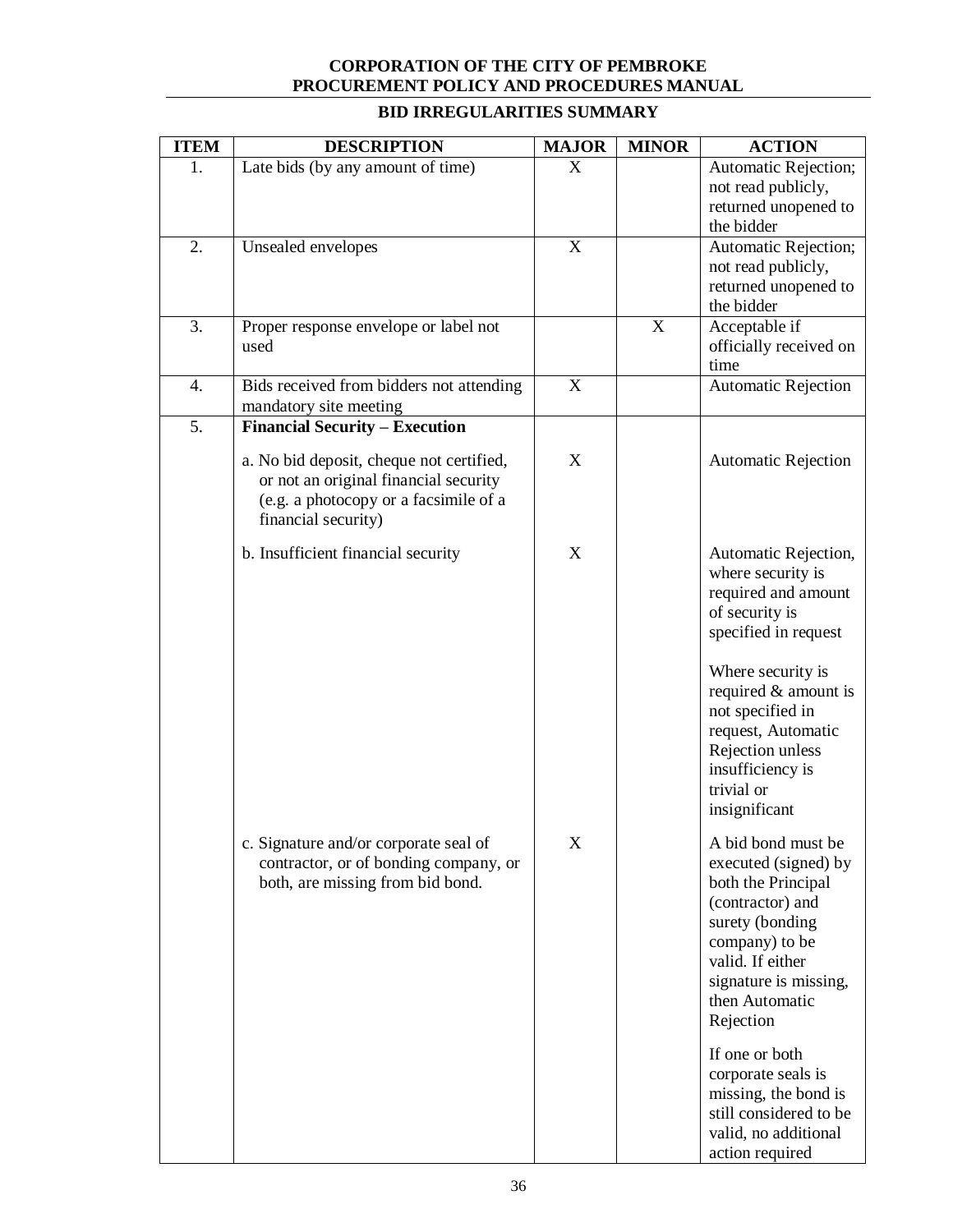**BID IRREGULARITIES SUMMARY**

| ITEM | DESCRIPTION | MAJOR | MINOR | ACTION |
|---|---|---|---|---|
| 1. | Late bids (by any amount of time) | X | | Automatic Rejection; not read publicly, returned unopened to the bidder |
| 2. | Unsealed envelopes | X | | Automatic Rejection; not read publicly, returned unopened to the bidder |
| 3. | Proper response envelope or label not used | | X | Acceptable if officially received on time |
| 4. | Bids received from bidders not attending mandatory site meeting | X | | Automatic Rejection |
| 5. | **Financial Security – Execution** | | | |
| | a. No bid deposit, cheque not certified, or not an original financial security (e.g. a photocopy or a facsimile of a financial security) | X | | Automatic Rejection |
| | b. Insufficient financial security | X | | Automatic Rejection, where security is required and amount of security is specified in request<br><br>Where security is required & amount is not specified in request, Automatic Rejection unless insufficiency is trivial or insignificant |
| | c. Signature and/or corporate seal of contractor, or of bonding company, or both, are missing from bid bond. | X | | A bid bond must be executed (signed) by both the Principal (contractor) and surety (bonding company) to be valid. If either signature is missing, then Automatic Rejection<br><br>If one or both corporate seals is missing, the bond is still considered to be valid, no additional action required |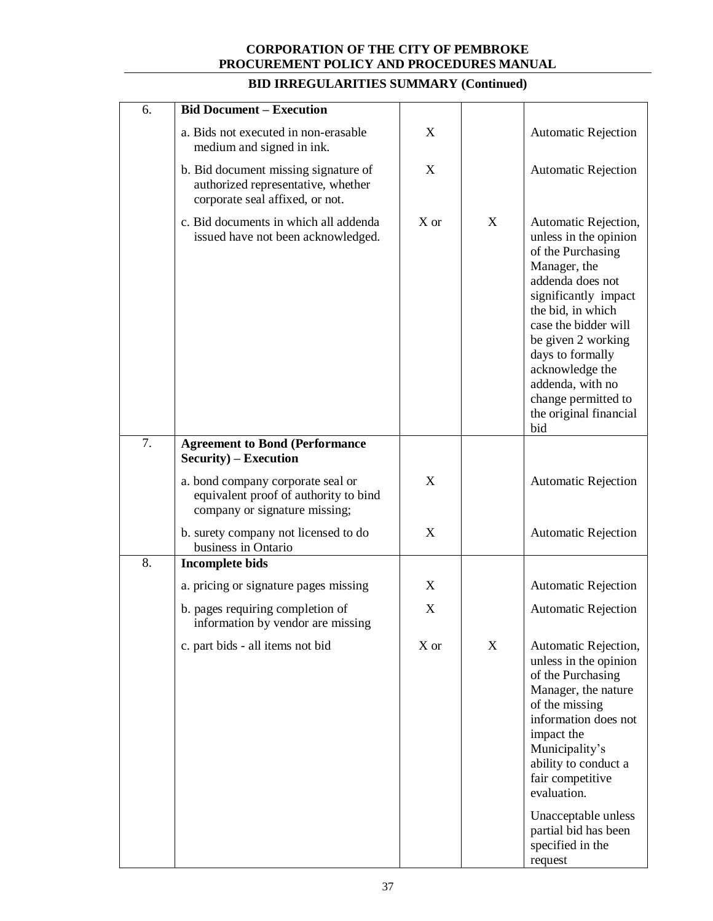## BID IRREGULARITIES SUMMARY (Continued)

| | | | | |
|---|---|---|---|---|
| 6. | **Bid Document – Execution** | | | |
| | a. Bids not executed in non-erasable medium and signed in ink. | X | | Automatic Rejection |
| | b. Bid document missing signature of authorized representative, whether corporate seal affixed, or not. | X | | Automatic Rejection |
| | c. Bid documents in which all addenda issued have not been acknowledged. | X or | X | Automatic Rejection, unless in the opinion of the Purchasing Manager, the addenda does not significantly impact the bid, in which case the bidder will be given 2 working days to formally acknowledge the addenda, with no change permitted to the original financial bid |
| 7. | **Agreement to Bond (Performance Security) – Execution** | | | |
| | a. bond company corporate seal or equivalent proof of authority to bind company or signature missing; | X | | Automatic Rejection |
| | b. surety company not licensed to do business in Ontario | X | | Automatic Rejection |
| 8. | **Incomplete bids** | | | |
| | a. pricing or signature pages missing | X | | Automatic Rejection |
| | b. pages requiring completion of information by vendor are missing | X | | Automatic Rejection |
| | c. part bids - all items not bid | X or | X | Automatic Rejection, unless in the opinion of the Purchasing Manager, the nature of the missing information does not impact the Municipality's ability to conduct a fair competitive evaluation.<br><br>Unacceptable unless partial bid has been specified in the request |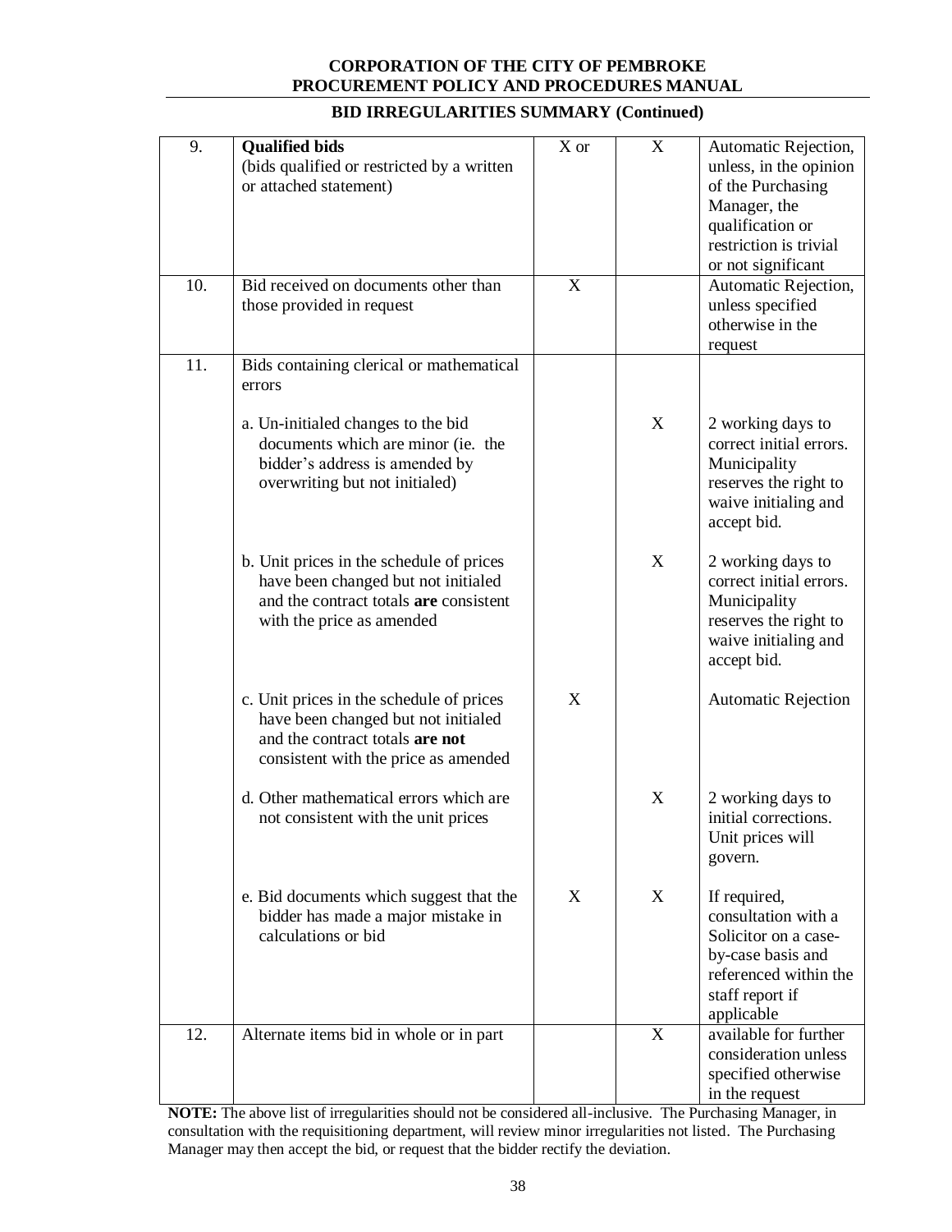**CORPORATION OF THE CITY OF PEMBROKE**
**PROCUREMENT POLICY AND PROCEDURES MANUAL**

## BID IRREGULARITIES SUMMARY (Continued)

| | | | | |
|---|---|---|---|---|
| 9. | **Qualified bids** (bids qualified or restricted by a written or attached statement) | X or | X | Automatic Rejection, unless, in the opinion of the Purchasing Manager, the qualification or restriction is trivial or not significant |
| 10. | Bid received on documents other than those provided in request | X | | Automatic Rejection, unless specified otherwise in the request |
| 11. | Bids containing clerical or mathematical errors | | | |
| | a. Un-initialed changes to the bid documents which are minor (ie. the bidder's address is amended by overwriting but not initialed) | | X | 2 working days to correct initial errors. Municipality reserves the right to waive initialing and accept bid. |
| | b. Unit prices in the schedule of prices have been changed but not initialed and the contract totals **are** consistent with the price as amended | | X | 2 working days to correct initial errors. Municipality reserves the right to waive initialing and accept bid. |
| | c. Unit prices in the schedule of prices have been changed but not initialed and the contract totals **are not** consistent with the price as amended | X | | Automatic Rejection |
| | d. Other mathematical errors which are not consistent with the unit prices | | X | 2 working days to initial corrections. Unit prices will govern. |
| | e. Bid documents which suggest that the bidder has made a major mistake in calculations or bid | X | X | If required, consultation with a Solicitor on a case-by-case basis and referenced within the staff report if applicable |
| 12. | Alternate items bid in whole or in part | | X | available for further consideration unless specified otherwise in the request |

**NOTE:** The above list of irregularities should not be considered all-inclusive. The Purchasing Manager, in consultation with the requisitioning department, will review minor irregularities not listed. The Purchasing Manager may then accept the bid, or request that the bidder rectify the deviation.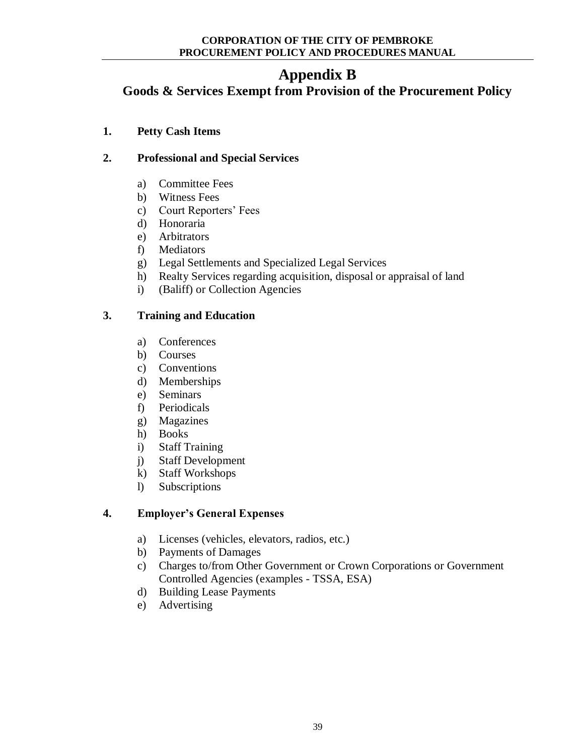# Appendix B

## Goods & Services Exempt from Provision of the Procurement Policy

**1. Petty Cash Items**

**2. Professional and Special Services**

a) Committee Fees
b) Witness Fees
c) Court Reporters' Fees
d) Honoraria
e) Arbitrators
f) Mediators
g) Legal Settlements and Specialized Legal Services
h) Realty Services regarding acquisition, disposal or appraisal of land
i) (Baliff) or Collection Agencies

**3. Training and Education**

a) Conferences
b) Courses
c) Conventions
d) Memberships
e) Seminars
f) Periodicals
g) Magazines
h) Books
i) Staff Training
j) Staff Development
k) Staff Workshops
l) Subscriptions

**4. Employer's General Expenses**

a) Licenses (vehicles, elevators, radios, etc.)
b) Payments of Damages
c) Charges to/from Other Government or Crown Corporations or Government Controlled Agencies (examples - TSSA, ESA)
d) Building Lease Payments
e) Advertising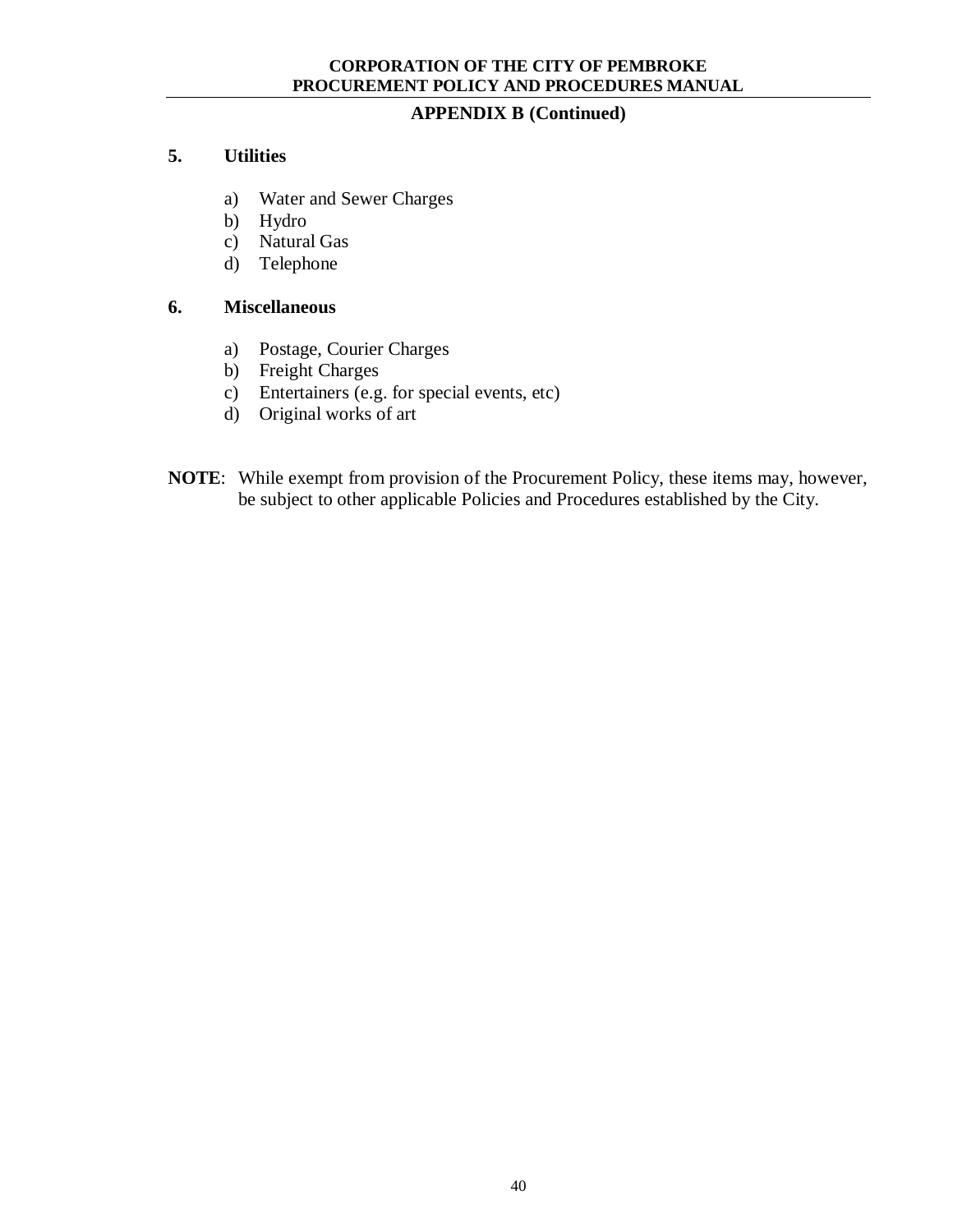## APPENDIX B (Continued)

### 5. Utilities

a) Water and Sewer Charges
b) Hydro
c) Natural Gas
d) Telephone

### 6. Miscellaneous

a) Postage, Courier Charges
b) Freight Charges
c) Entertainers (e.g. for special events, etc)
d) Original works of art

**NOTE**: While exempt from provision of the Procurement Policy, these items may, however, be subject to other applicable Policies and Procedures established by the City.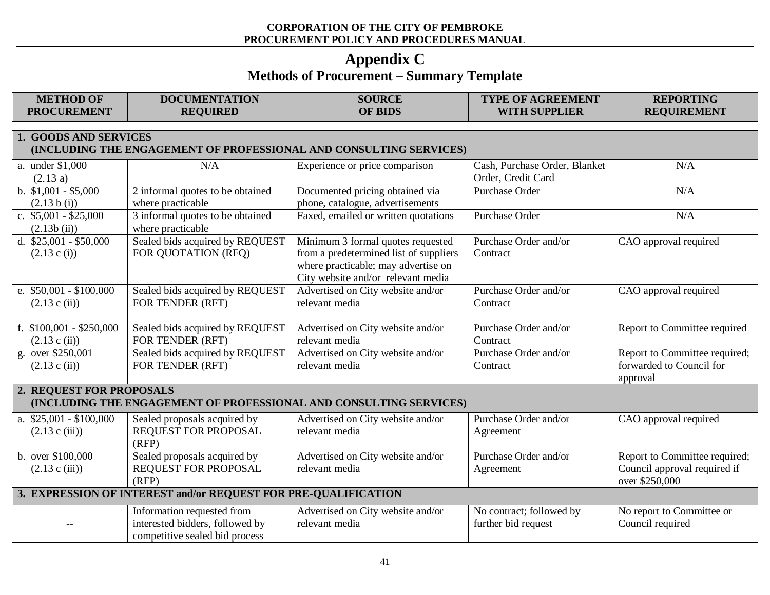# Appendix C

## Methods of Procurement – Summary Template

| METHOD OF PROCUREMENT | DOCUMENTATION REQUIRED | SOURCE OF BIDS | TYPE OF AGREEMENT WITH SUPPLIER | REPORTING REQUIREMENT |
|---|---|---|---|---|
| **1. GOODS AND SERVICES (INCLUDING THE ENGAGEMENT OF PROFESSIONAL AND CONSULTING SERVICES)** | | | | |
| a. under $1,000 (2.13 a) | N/A | Experience or price comparison | Cash, Purchase Order, Blanket Order, Credit Card | N/A |
| b. $1,001 - $5,000 (2.13 b (i)) | 2 informal quotes to be obtained where practicable | Documented pricing obtained via phone, catalogue, advertisements | Purchase Order | N/A |
| c. $5,001 - $25,000 (2.13b (ii)) | 3 informal quotes to be obtained where practicable | Faxed, emailed or written quotations | Purchase Order | N/A |
| d. $25,001 - $50,000 (2.13 c (i)) | Sealed bids acquired by REQUEST FOR QUOTATION (RFQ) | Minimum 3 formal quotes requested from a predetermined list of suppliers where practicable; may advertise on City website and/or relevant media | Purchase Order and/or Contract | CAO approval required |
| e. $50,001 - $100,000 (2.13 c (ii)) | Sealed bids acquired by REQUEST FOR TENDER (RFT) | Advertised on City website and/or relevant media | Purchase Order and/or Contract | CAO approval required |
| f. $100,001 - $250,000 (2.13 c (ii)) | Sealed bids acquired by REQUEST FOR TENDER (RFT) | Advertised on City website and/or relevant media | Purchase Order and/or Contract | Report to Committee required |
| g. over $250,001 (2.13 c (ii)) | Sealed bids acquired by REQUEST FOR TENDER (RFT) | Advertised on City website and/or relevant media | Purchase Order and/or Contract | Report to Committee required; forwarded to Council for approval |
| **2. REQUEST FOR PROPOSALS (INCLUDING THE ENGAGEMENT OF PROFESSIONAL AND CONSULTING SERVICES)** | | | | |
| a. $25,001 - $100,000 (2.13 c (iii)) | Sealed proposals acquired by REQUEST FOR PROPOSAL (RFP) | Advertised on City website and/or relevant media | Purchase Order and/or Agreement | CAO approval required |
| b. over $100,000 (2.13 c (iii)) | Sealed proposals acquired by REQUEST FOR PROPOSAL (RFP) | Advertised on City website and/or relevant media | Purchase Order and/or Agreement | Report to Committee required; Council approval required if over $250,000 |
| **3. EXPRESSION OF INTEREST and/or REQUEST FOR PRE-QUALIFICATION** | | | | |
| -- | Information requested from interested bidders, followed by competitive sealed bid process | Advertised on City website and/or relevant media | No contract; followed by further bid request | No report to Committee or Council required |